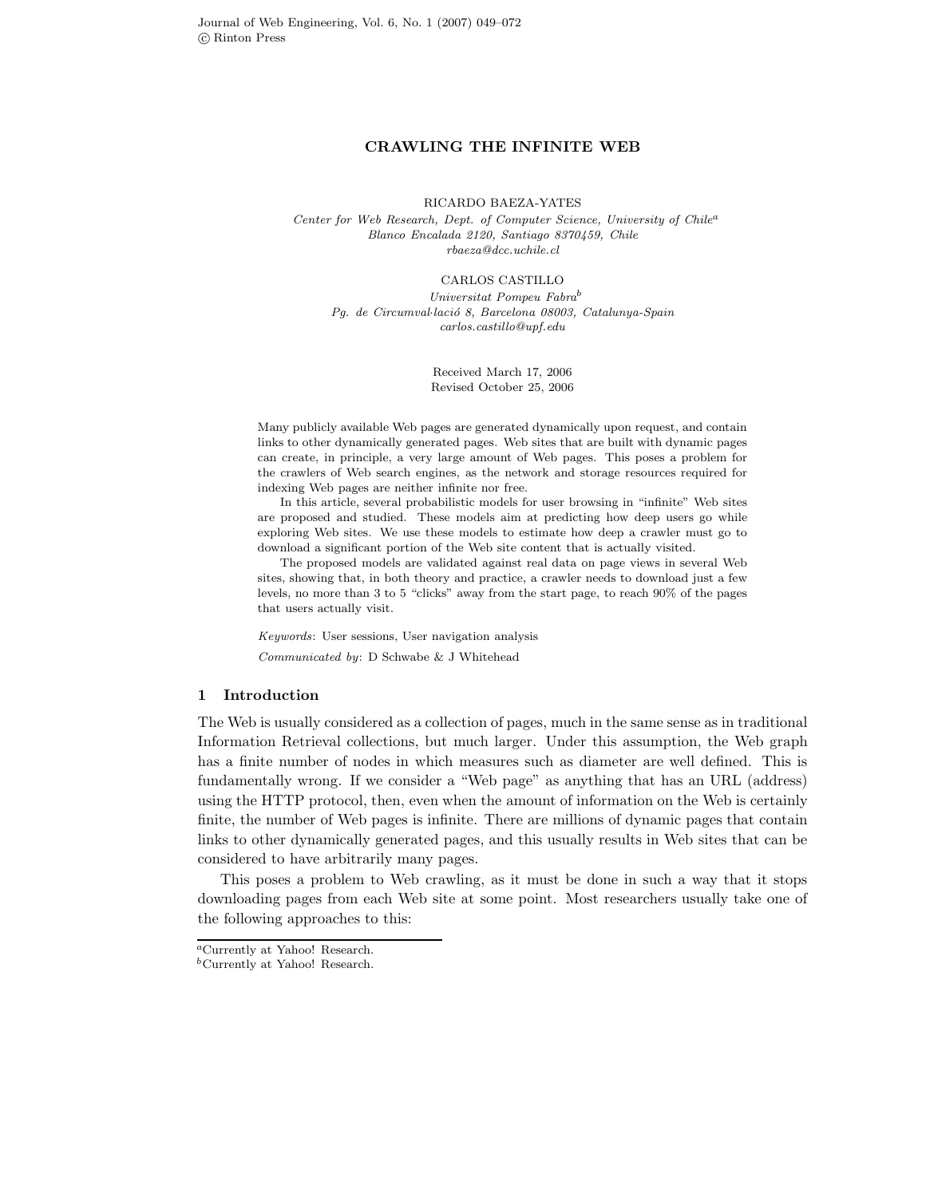# CRAWLING THE INFINITE WEB

RICARDO BAEZA-YATES

*Center for Web Research, Dept. of Computer Science, University of Chile*[a]
*Blanco Encalada 2120, Santiago 8370459, Chile*
*rbaeza@dcc.uchile.cl*

CARLOS CASTILLO

*Universitat Pompeu Fabra*[b]
*Pg. de Circumval·lació 8, Barcelona 08003, Catalunya-Spain*
*carlos.castillo@upf.edu*

Received March 17, 2006
Revised October 25, 2006

Many publicly available Web pages are generated dynamically upon request, and contain links to other dynamically generated pages. Web sites that are built with dynamic pages can create, in principle, a very large amount of Web pages. This poses a problem for the crawlers of Web search engines, as the network and storage resources required for indexing Web pages are neither infinite nor free.

In this article, several probabilistic models for user browsing in "infinite" Web sites are proposed and studied. These models aim at predicting how deep users go while exploring Web sites. We use these models to estimate how deep a crawler must go to download a significant portion of the Web site content that is actually visited.

The proposed models are validated against real data on page views in several Web sites, showing that, in both theory and practice, a crawler needs to download just a few levels, no more than 3 to 5 "clicks" away from the start page, to reach 90% of the pages that users actually visit.

*Keywords*: User sessions, User navigation analysis

*Communicated by*: D Schwabe & J Whitehead

## 1 Introduction

The Web is usually considered as a collection of pages, much in the same sense as in traditional Information Retrieval collections, but much larger. Under this assumption, the Web graph has a finite number of nodes in which measures such as diameter are well defined. This is fundamentally wrong. If we consider a "Web page" as anything that has an URL (address) using the HTTP protocol, then, even when the amount of information on the Web is certainly finite, the number of Web pages is infinite. There are millions of dynamic pages that contain links to other dynamically generated pages, and this usually results in Web sites that can be considered to have arbitrarily many pages.

This poses a problem to Web crawling, as it must be done in such a way that it stops downloading pages from each Web site at some point. Most researchers usually take one of the following approaches to this:

[a] Currently at Yahoo! Research.
[b] Currently at Yahoo! Research.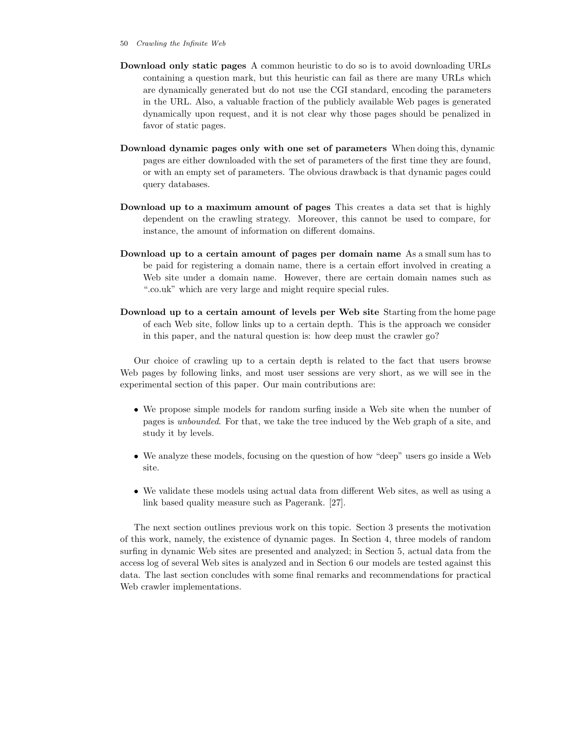**Download only static pages** A common heuristic to do so is to avoid downloading URLs containing a question mark, but this heuristic can fail as there are many URLs which are dynamically generated but do not use the CGI standard, encoding the parameters in the URL. Also, a valuable fraction of the publicly available Web pages is generated dynamically upon request, and it is not clear why those pages should be penalized in favor of static pages.

**Download dynamic pages only with one set of parameters** When doing this, dynamic pages are either downloaded with the set of parameters of the first time they are found, or with an empty set of parameters. The obvious drawback is that dynamic pages could query databases.

**Download up to a maximum amount of pages** This creates a data set that is highly dependent on the crawling strategy. Moreover, this cannot be used to compare, for instance, the amount of information on different domains.

**Download up to a certain amount of pages per domain name** As a small sum has to be paid for registering a domain name, there is a certain effort involved in creating a Web site under a domain name. However, there are certain domain names such as ".co.uk" which are very large and might require special rules.

**Download up to a certain amount of levels per Web site** Starting from the home page of each Web site, follow links up to a certain depth. This is the approach we consider in this paper, and the natural question is: how deep must the crawler go?

Our choice of crawling up to a certain depth is related to the fact that users browse Web pages by following links, and most user sessions are very short, as we will see in the experimental section of this paper. Our main contributions are:

- We propose simple models for random surfing inside a Web site when the number of pages is *unbounded*. For that, we take the tree induced by the Web graph of a site, and study it by levels.
- We analyze these models, focusing on the question of how "deep" users go inside a Web site.
- We validate these models using actual data from different Web sites, as well as using a link based quality measure such as Pagerank. [27].

The next section outlines previous work on this topic. Section 3 presents the motivation of this work, namely, the existence of dynamic pages. In Section 4, three models of random surfing in dynamic Web sites are presented and analyzed; in Section 5, actual data from the access log of several Web sites is analyzed and in Section 6 our models are tested against this data. The last section concludes with some final remarks and recommendations for practical Web crawler implementations.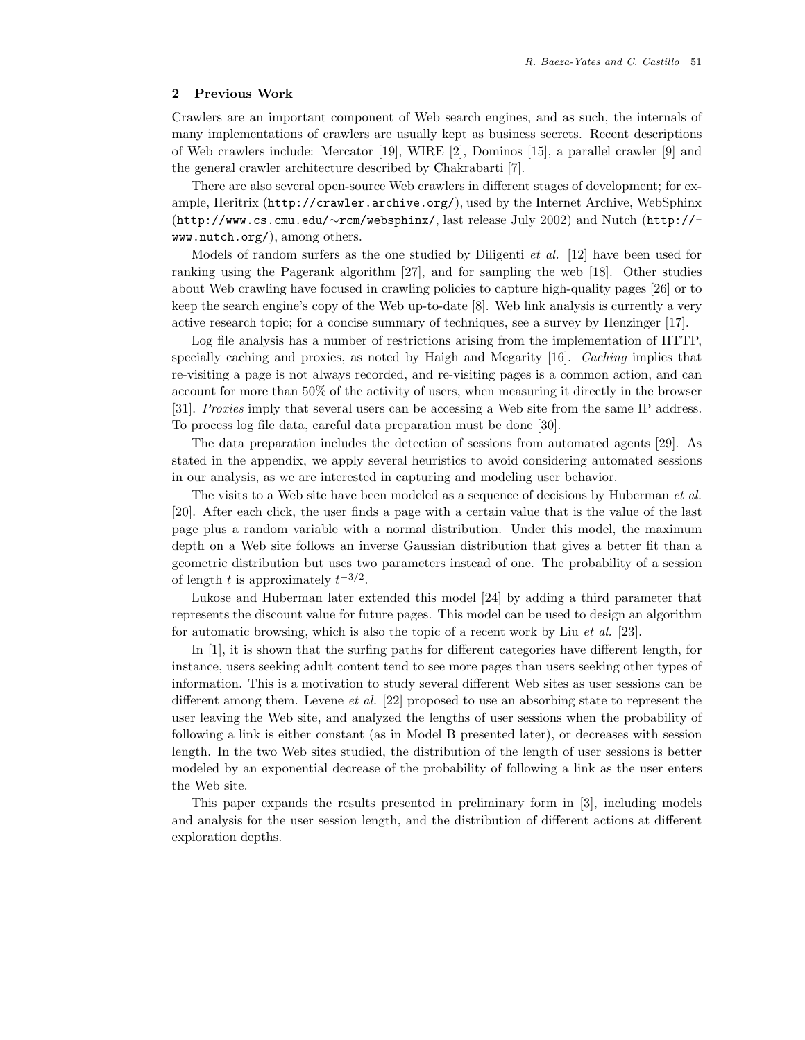## 2 Previous Work

Crawlers are an important component of Web search engines, and as such, the internals of many implementations of crawlers are usually kept as business secrets. Recent descriptions of Web crawlers include: Mercator [19], WIRE [2], Dominos [15], a parallel crawler [9] and the general crawler architecture described by Chakrabarti [7].

There are also several open-source Web crawlers in different stages of development; for example, Heritrix (`http://crawler.archive.org/`), used by the Internet Archive, WebSphinx (`http://www.cs.cmu.edu/~rcm/websphinx/`, last release July 2002) and Nutch (`http://www.nutch.org/`), among others.

Models of random surfers as the one studied by Diligenti *et al.* [12] have been used for ranking using the Pagerank algorithm [27], and for sampling the web [18]. Other studies about Web crawling have focused in crawling policies to capture high-quality pages [26] or to keep the search engine's copy of the Web up-to-date [8]. Web link analysis is currently a very active research topic; for a concise summary of techniques, see a survey by Henzinger [17].

Log file analysis has a number of restrictions arising from the implementation of HTTP, specially caching and proxies, as noted by Haigh and Megarity [16]. *Caching* implies that re-visiting a page is not always recorded, and re-visiting pages is a common action, and can account for more than 50% of the activity of users, when measuring it directly in the browser [31]. *Proxies* imply that several users can be accessing a Web site from the same IP address. To process log file data, careful data preparation must be done [30].

The data preparation includes the detection of sessions from automated agents [29]. As stated in the appendix, we apply several heuristics to avoid considering automated sessions in our analysis, as we are interested in capturing and modeling user behavior.

The visits to a Web site have been modeled as a sequence of decisions by Huberman *et al.* [20]. After each click, the user finds a page with a certain value that is the value of the last page plus a random variable with a normal distribution. Under this model, the maximum depth on a Web site follows an inverse Gaussian distribution that gives a better fit than a geometric distribution but uses two parameters instead of one. The probability of a session of length $t$ is approximately $t^{-3/2}$.

Lukose and Huberman later extended this model [24] by adding a third parameter that represents the discount value for future pages. This model can be used to design an algorithm for automatic browsing, which is also the topic of a recent work by Liu *et al.* [23].

In [1], it is shown that the surfing paths for different categories have different length, for instance, users seeking adult content tend to see more pages than users seeking other types of information. This is a motivation to study several different Web sites as user sessions can be different among them. Levene *et al.* [22] proposed to use an absorbing state to represent the user leaving the Web site, and analyzed the lengths of user sessions when the probability of following a link is either constant (as in Model B presented later), or decreases with session length. In the two Web sites studied, the distribution of the length of user sessions is better modeled by an exponential decrease of the probability of following a link as the user enters the Web site.

This paper expands the results presented in preliminary form in [3], including models and analysis for the user session length, and the distribution of different actions at different exploration depths.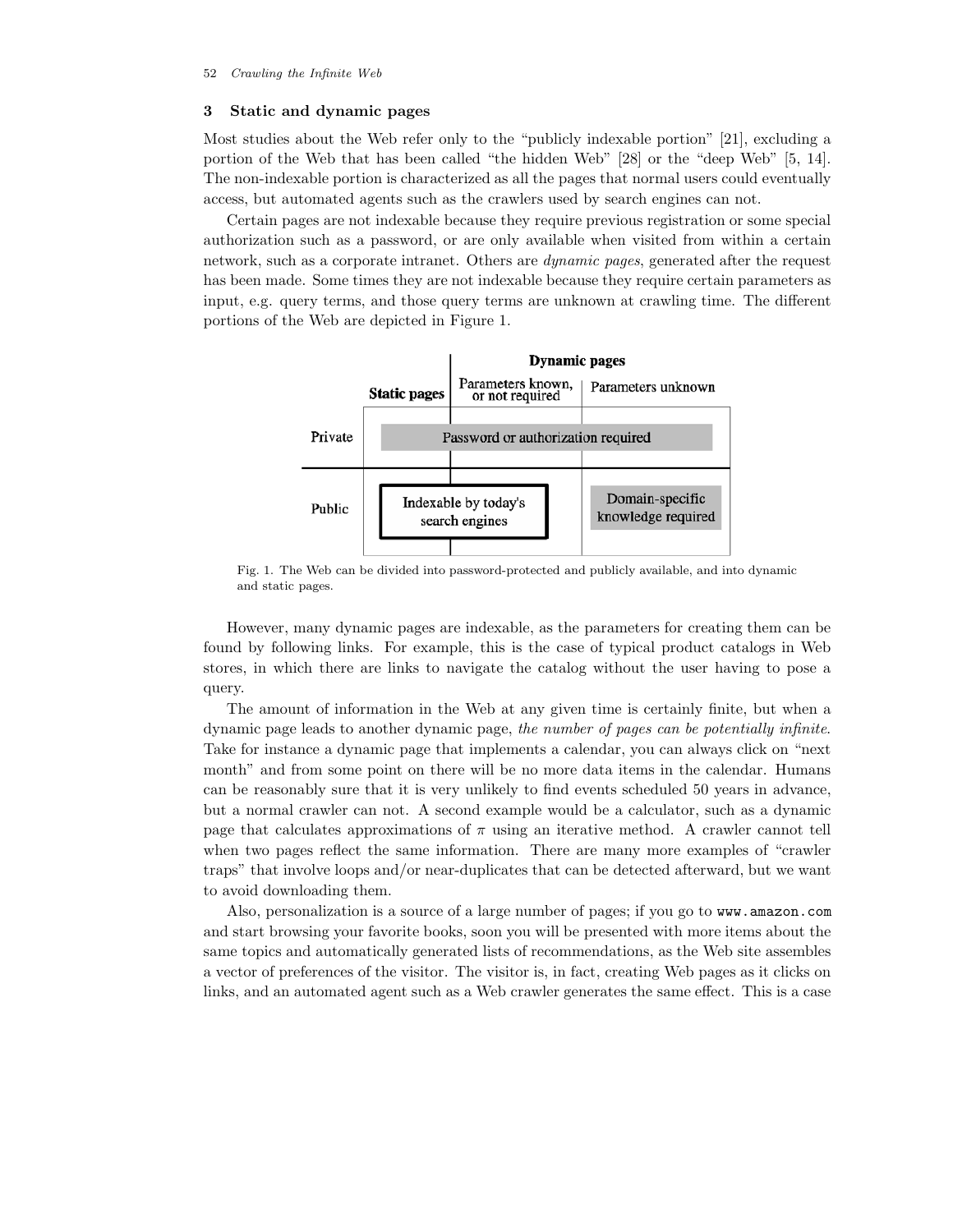## 3 Static and dynamic pages

Most studies about the Web refer only to the "publicly indexable portion" [21], excluding a portion of the Web that has been called "the hidden Web" [28] or the "deep Web" [5, 14]. The non-indexable portion is characterized as all the pages that normal users could eventually access, but automated agents such as the crawlers used by search engines can not.

Certain pages are not indexable because they require previous registration or some special authorization such as a password, or are only available when visited from within a certain network, such as a corporate intranet. Others are *dynamic pages*, generated after the request has been made. Some times they are not indexable because they require certain parameters as input, e.g. query terms, and those query terms are unknown at crawling time. The different portions of the Web are depicted in Figure 1.

| | Static pages | Dynamic pages: Parameters known, or not required | Dynamic pages: Parameters unknown |
|---|---|---|---|
| Private | Password or authorization required | | |
| Public | Indexable by today's search engines | | Domain-specific knowledge required |

Fig. 1. The Web can be divided into password-protected and publicly available, and into dynamic and static pages.

However, many dynamic pages are indexable, as the parameters for creating them can be found by following links. For example, this is the case of typical product catalogs in Web stores, in which there are links to navigate the catalog without the user having to pose a query.

The amount of information in the Web at any given time is certainly finite, but when a dynamic page leads to another dynamic page, *the number of pages can be potentially infinite*. Take for instance a dynamic page that implements a calendar, you can always click on "next month" and from some point on there will be no more data items in the calendar. Humans can be reasonably sure that it is very unlikely to find events scheduled 50 years in advance, but a normal crawler can not. A second example would be a calculator, such as a dynamic page that calculates approximations of $\pi$ using an iterative method. A crawler cannot tell when two pages reflect the same information. There are many more examples of "crawler traps" that involve loops and/or near-duplicates that can be detected afterward, but we want to avoid downloading them.

Also, personalization is a source of a large number of pages; if you go to `www.amazon.com` and start browsing your favorite books, soon you will be presented with more items about the same topics and automatically generated lists of recommendations, as the Web site assembles a vector of preferences of the visitor. The visitor is, in fact, creating Web pages as it clicks on links, and an automated agent such as a Web crawler generates the same effect. This is a case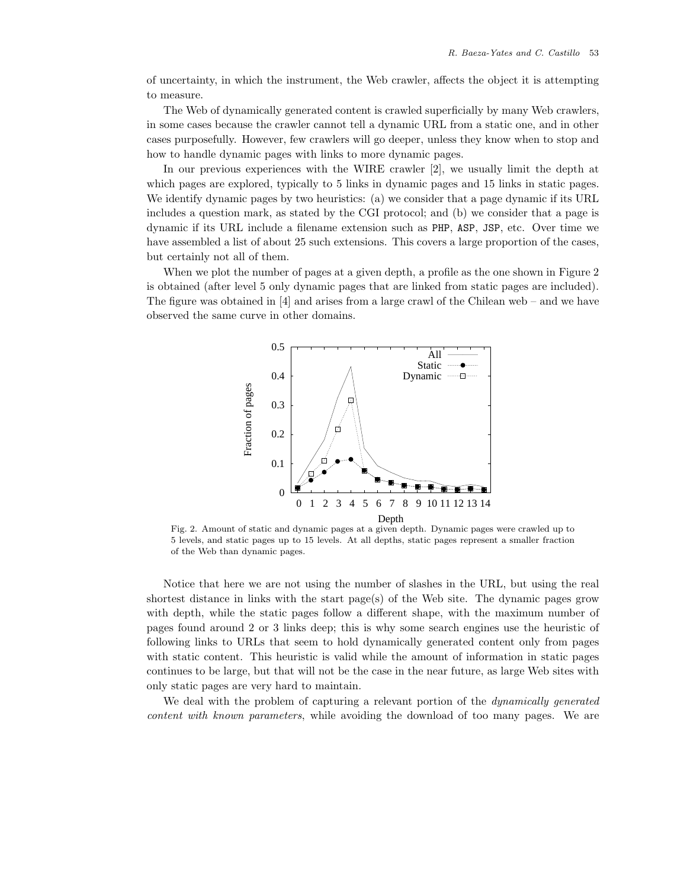of uncertainty, in which the instrument, the Web crawler, affects the object it is attempting to measure.

The Web of dynamically generated content is crawled superficially by many Web crawlers, in some cases because the crawler cannot tell a dynamic URL from a static one, and in other cases purposefully. However, few crawlers will go deeper, unless they know when to stop and how to handle dynamic pages with links to more dynamic pages.

In our previous experiences with the WIRE crawler [2], we usually limit the depth at which pages are explored, typically to 5 links in dynamic pages and 15 links in static pages. We identify dynamic pages by two heuristics: (a) we consider that a page dynamic if its URL includes a question mark, as stated by the CGI protocol; and (b) we consider that a page is dynamic if its URL include a filename extension such as `PHP`, `ASP`, `JSP`, etc. Over time we have assembled a list of about 25 such extensions. This covers a large proportion of the cases, but certainly not all of them.

When we plot the number of pages at a given depth, a profile as the one shown in Figure 2 is obtained (after level 5 only dynamic pages that are linked from static pages are included). The figure was obtained in [4] and arises from a large crawl of the Chilean web – and we have observed the same curve in other domains.

Fig. 2. Amount of static and dynamic pages at a given depth. Dynamic pages were crawled up to 5 levels, and static pages up to 15 levels. At all depths, static pages represent a smaller fraction of the Web than dynamic pages.

Notice that here we are not using the number of slashes in the URL, but using the real shortest distance in links with the start page(s) of the Web site. The dynamic pages grow with depth, while the static pages follow a different shape, with the maximum number of pages found around 2 or 3 links deep; this is why some search engines use the heuristic of following links to URLs that seem to hold dynamically generated content only from pages with static content. This heuristic is valid while the amount of information in static pages continues to be large, but that will not be the case in the near future, as large Web sites with only static pages are very hard to maintain.

We deal with the problem of capturing a relevant portion of the *dynamically generated content with known parameters*, while avoiding the download of too many pages. We are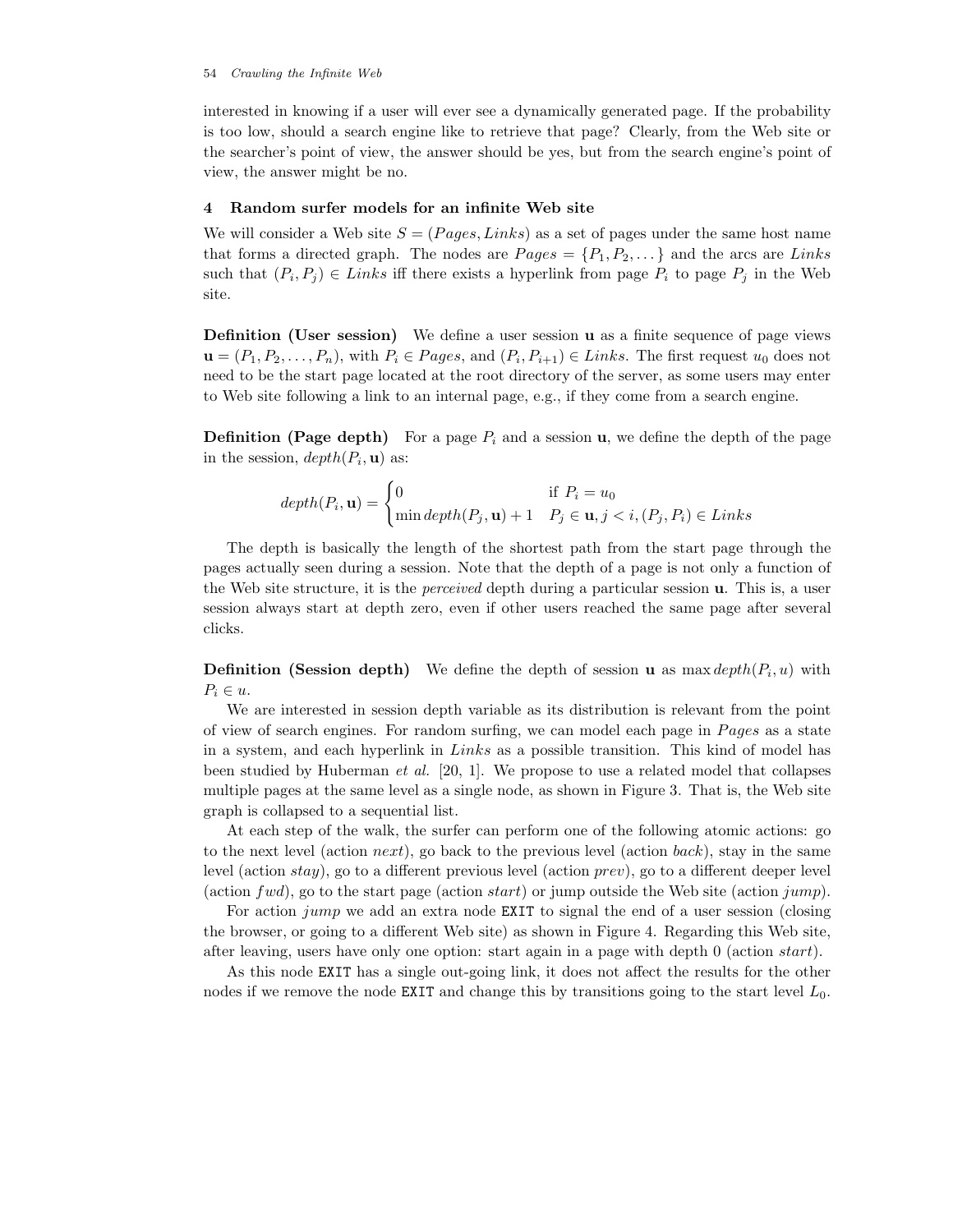interested in knowing if a user will ever see a dynamically generated page. If the probability is too low, should a search engine like to retrieve that page? Clearly, from the Web site or the searcher's point of view, the answer should be yes, but from the search engine's point of view, the answer might be no.

## 4 Random surfer models for an infinite Web site

We will consider a Web site $S = (Pages, Links)$ as a set of pages under the same host name that forms a directed graph. The nodes are $Pages = \{P_1, P_2, \dots\}$ and the arcs are $Links$ such that $(P_i, P_j) \in Links$ iff there exists a hyperlink from page $P_i$ to page $P_j$ in the Web site.

**Definition (User session)** We define a user session $\mathbf{u}$ as a finite sequence of page views $\mathbf{u} = (P_1, P_2, \dots, P_n)$, with $P_i \in Pages$, and $(P_i, P_{i+1}) \in Links$. The first request $u_0$ does not need to be the start page located at the root directory of the server, as some users may enter to Web site following a link to an internal page, e.g., if they come from a search engine.

**Definition (Page depth)** For a page $P_i$ and a session $\mathbf{u}$, we define the depth of the page in the session, $depth(P_i, \mathbf{u})$ as:

$$depth(P_i, \mathbf{u}) = \begin{cases} 0 & \text{if } P_i = u_0 \\ \min depth(P_j, \mathbf{u}) + 1 & P_j \in \mathbf{u}, j < i, (P_j, P_i) \in Links \end{cases}$$

The depth is basically the length of the shortest path from the start page through the pages actually seen during a session. Note that the depth of a page is not only a function of the Web site structure, it is the *perceived* depth during a particular session $\mathbf{u}$. This is, a user session always start at depth zero, even if other users reached the same page after several clicks.

**Definition (Session depth)** We define the depth of session $\mathbf{u}$ as $\max depth(P_i, u)$ with $P_i \in u$.

We are interested in session depth variable as its distribution is relevant from the point of view of search engines. For random surfing, we can model each page in $Pages$ as a state in a system, and each hyperlink in $Links$ as a possible transition. This kind of model has been studied by Huberman *et al.* [20, 1]. We propose to use a related model that collapses multiple pages at the same level as a single node, as shown in Figure 3. That is, the Web site graph is collapsed to a sequential list.

At each step of the walk, the surfer can perform one of the following atomic actions: go to the next level (action *next*), go back to the previous level (action *back*), stay in the same level (action *stay*), go to a different previous level (action *prev*), go to a different deeper level (action *fwd*), go to the start page (action *start*) or jump outside the Web site (action *jump*).

For action *jump* we add an extra node `EXIT` to signal the end of a user session (closing the browser, or going to a different Web site) as shown in Figure 4. Regarding this Web site, after leaving, users have only one option: start again in a page with depth 0 (action *start*).

As this node `EXIT` has a single out-going link, it does not affect the results for the other nodes if we remove the node `EXIT` and change this by transitions going to the start level $L_0$.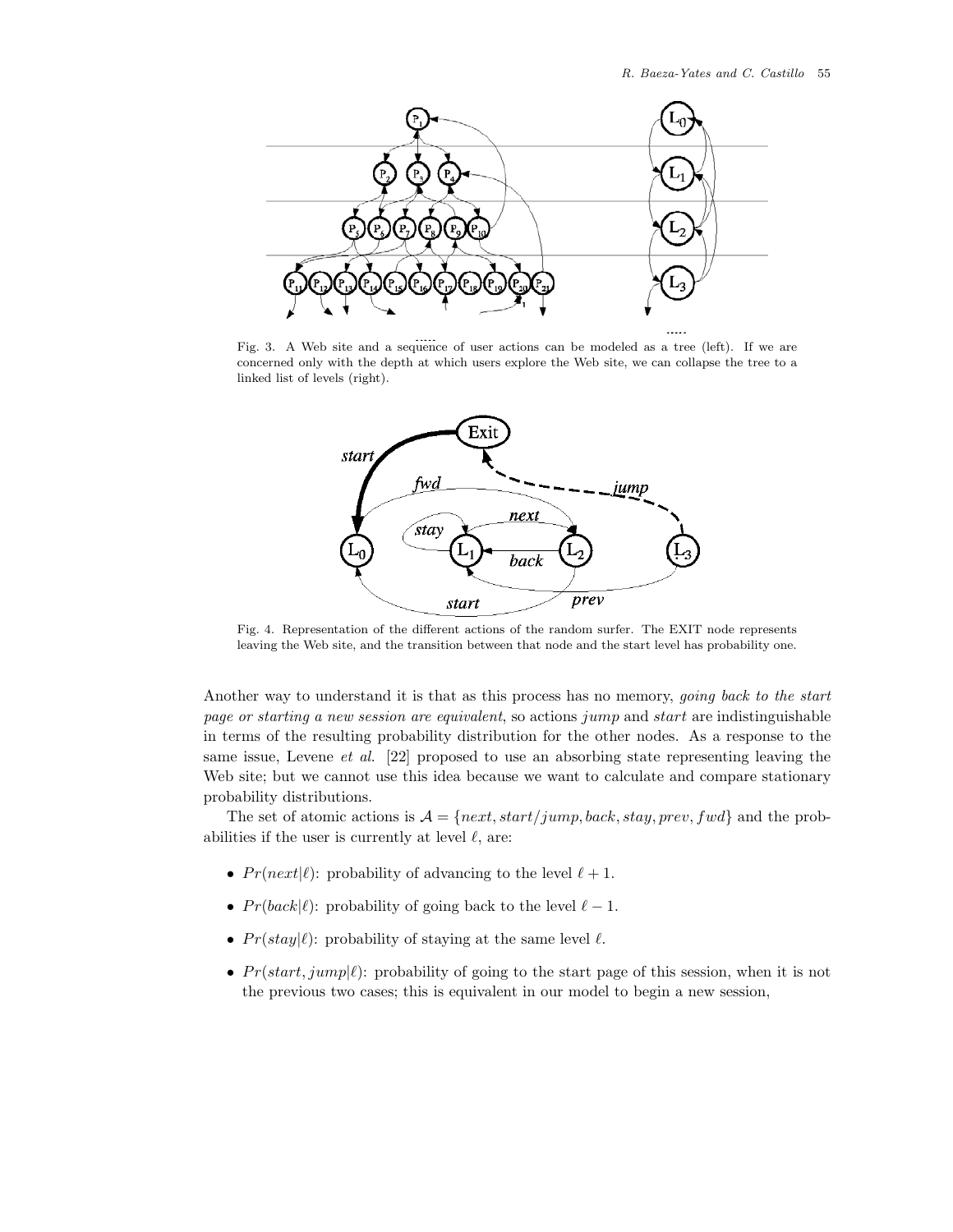Fig. 3. A Web site and a sequence of user actions can be modeled as a tree (left). If we are concerned only with the depth at which users explore the Web site, we can collapse the tree to a linked list of levels (right).

Fig. 4. Representation of the different actions of the random surfer. The EXIT node represents leaving the Web site, and the transition between that node and the start level has probability one.

Another way to understand it is that as this process has no memory, *going back to the start page or starting a new session are equivalent*, so actions *jump* and *start* are indistinguishable in terms of the resulting probability distribution for the other nodes. As a response to the same issue, Levene *et al.* [22] proposed to use an absorbing state representing leaving the Web site; but we cannot use this idea because we want to calculate and compare stationary probability distributions.

The set of atomic actions is $\mathcal{A} = \{next, start/jump, back, stay, prev, fwd\}$ and the probabilities if the user is currently at level $\ell$, are:

- $Pr(next|\ell)$: probability of advancing to the level $\ell + 1$.
- $Pr(back|\ell)$: probability of going back to the level $\ell - 1$.
- $Pr(stay|\ell)$: probability of staying at the same level $\ell$.
- $Pr(start, jump|\ell)$: probability of going to the start page of this session, when it is not the previous two cases; this is equivalent in our model to begin a new session,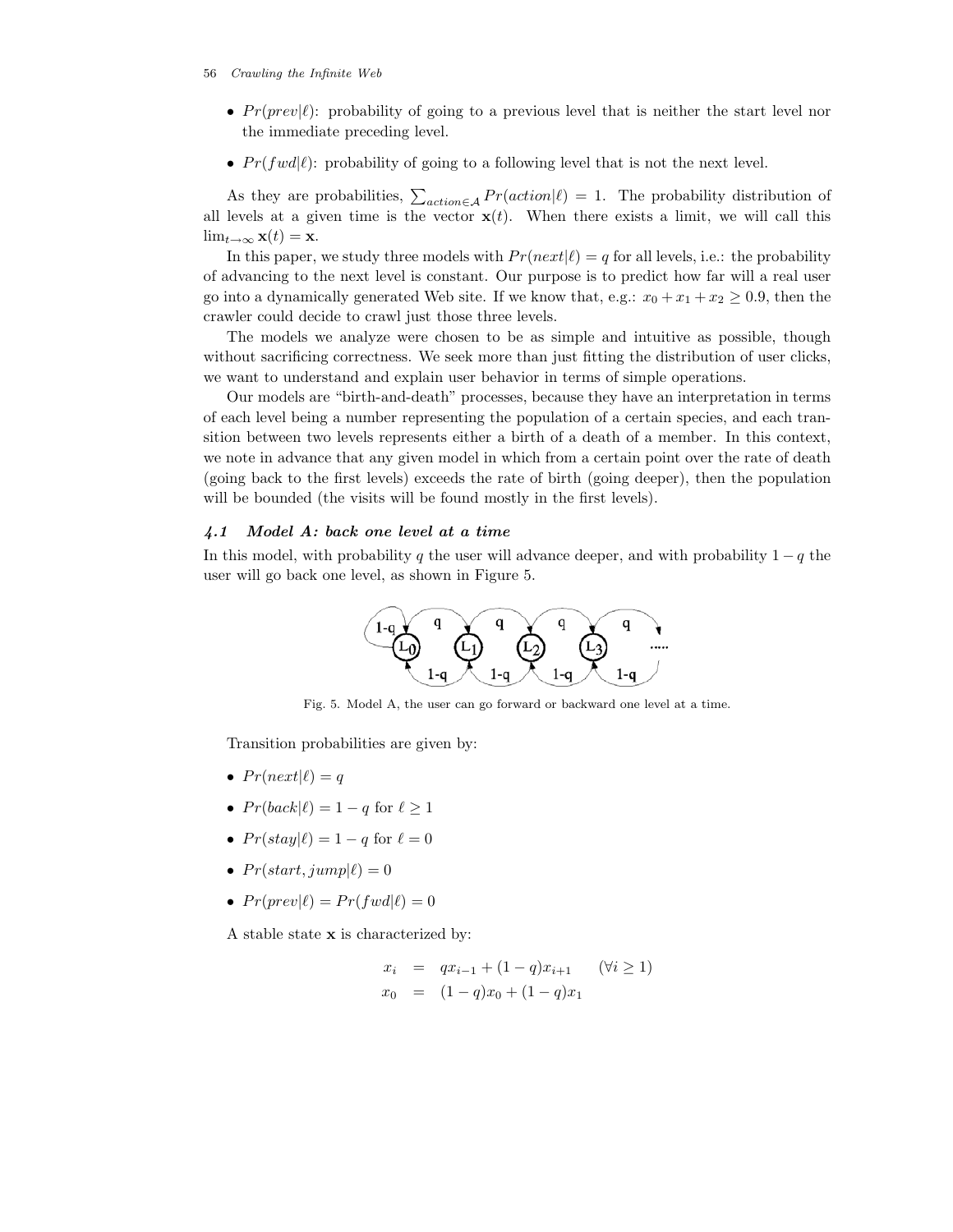- $Pr(prev|\ell)$: probability of going to a previous level that is neither the start level nor the immediate preceding level.
- $Pr(fwd|\ell)$: probability of going to a following level that is not the next level.

As they are probabilities, $\sum_{action \in \mathcal{A}} Pr(action|\ell) = 1$. The probability distribution of all levels at a given time is the vector $\mathbf{x}(t)$. When there exists a limit, we will call this $\lim_{t\to\infty} \mathbf{x}(t) = \mathbf{x}$.

In this paper, we study three models with $Pr(next|\ell) = q$ for all levels, i.e.: the probability of advancing to the next level is constant. Our purpose is to predict how far will a real user go into a dynamically generated Web site. If we know that, e.g.: $x_0 + x_1 + x_2 \geq 0.9$, then the crawler could decide to crawl just those three levels.

The models we analyze were chosen to be as simple and intuitive as possible, though without sacrificing correctness. We seek more than just fitting the distribution of user clicks, we want to understand and explain user behavior in terms of simple operations.

Our models are "birth-and-death" processes, because they have an interpretation in terms of each level being a number representing the population of a certain species, and each transition between two levels represents either a birth of a death of a member. In this context, we note in advance that any given model in which from a certain point over the rate of death (going back to the first levels) exceeds the rate of birth (going deeper), then the population will be bounded (the visits will be found mostly in the first levels).

### *4.1 Model A: back one level at a time*

In this model, with probability $q$ the user will advance deeper, and with probability $1 - q$ the user will go back one level, as shown in Figure 5.

Fig. 5. Model A, the user can go forward or backward one level at a time.

Transition probabilities are given by:

- $Pr(next|\ell) = q$
- $Pr(back|\ell) = 1 - q$ for $\ell \geq 1$
- $Pr(stay|\ell) = 1 - q$ for $\ell = 0$
- $Pr(start, jump|\ell) = 0$
- $Pr(prev|\ell) = Pr(fwd|\ell) = 0$

A stable state $\mathbf{x}$ is characterized by:

$$
\begin{aligned}
x_i &= q x_{i-1} + (1-q) x_{i+1} \qquad (\forall i \geq 1) \\
x_0 &= (1-q) x_0 + (1-q) x_1
\end{aligned}
$$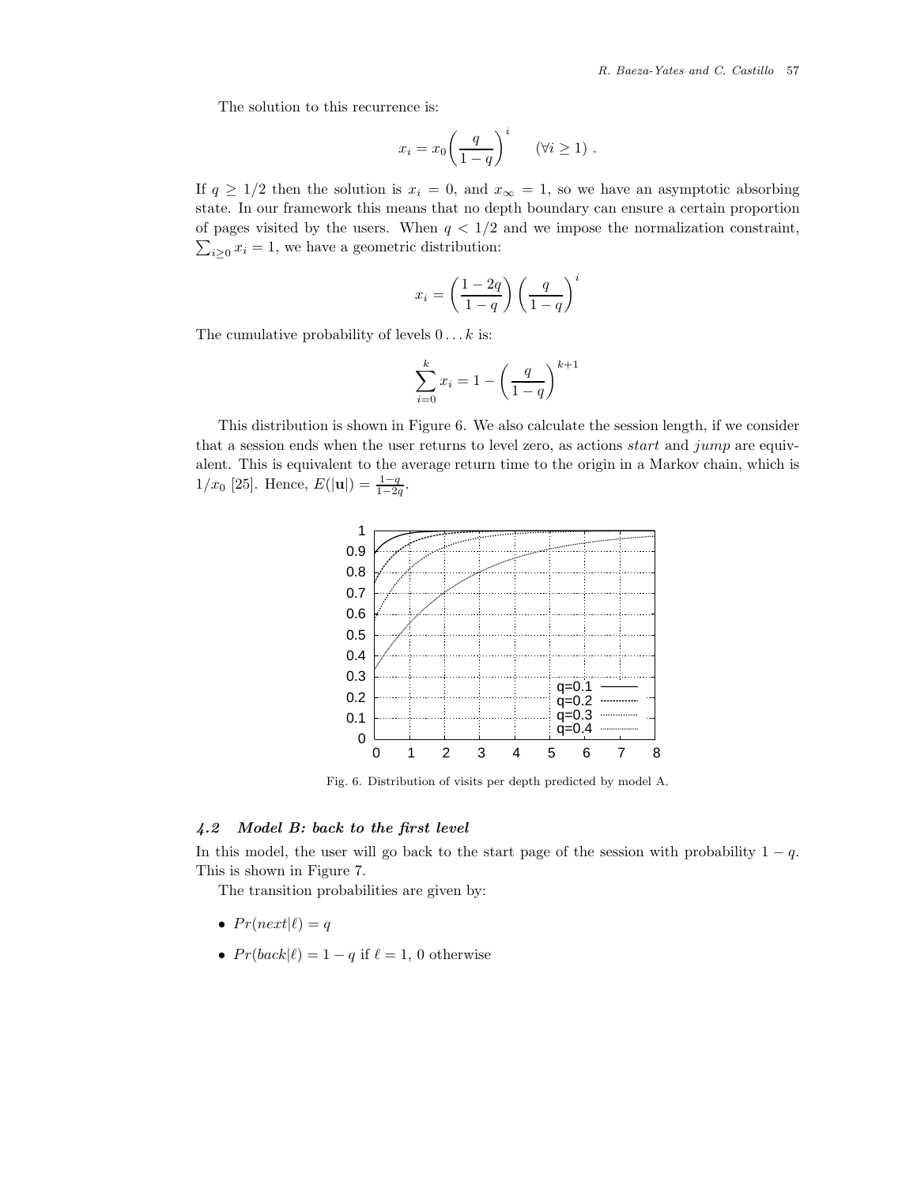The solution to this recurrence is:

$$x_i = x_0 \left( \frac{q}{1-q} \right)^i \qquad (\forall i \geq 1) \ .$$

If $q \geq 1/2$ then the solution is $x_i = 0$, and $x_\infty = 1$, so we have an asymptotic absorbing state. In our framework this means that no depth boundary can ensure a certain proportion of pages visited by the users. When $q < 1/2$ and we impose the normalization constraint, $\sum_{i \geq 0} x_i = 1$, we have a geometric distribution:

$$x_i = \left( \frac{1-2q}{1-q} \right) \left( \frac{q}{1-q} \right)^i$$

The cumulative probability of levels $0 \ldots k$ is:

$$\sum_{i=0}^{k} x_i = 1 - \left( \frac{q}{1-q} \right)^{k+1}$$

This distribution is shown in Figure 6. We also calculate the session length, if we consider that a session ends when the user returns to level zero, as actions *start* and *jump* are equivalent. This is equivalent to the average return time to the origin in a Markov chain, which is $1/x_0$ [25]. Hence, $E(|\mathbf{u}|) = \frac{1-q}{1-2q}$.

Fig. 6. Distribution of visits per depth predicted by model A.

### 4.2 Model B: back to the first level

In this model, the user will go back to the start page of the session with probability $1 - q$. This is shown in Figure 7.

The transition probabilities are given by:

- $Pr(next|\ell) = q$
- $Pr(back|\ell) = 1 - q$ if $\ell = 1$, 0 otherwise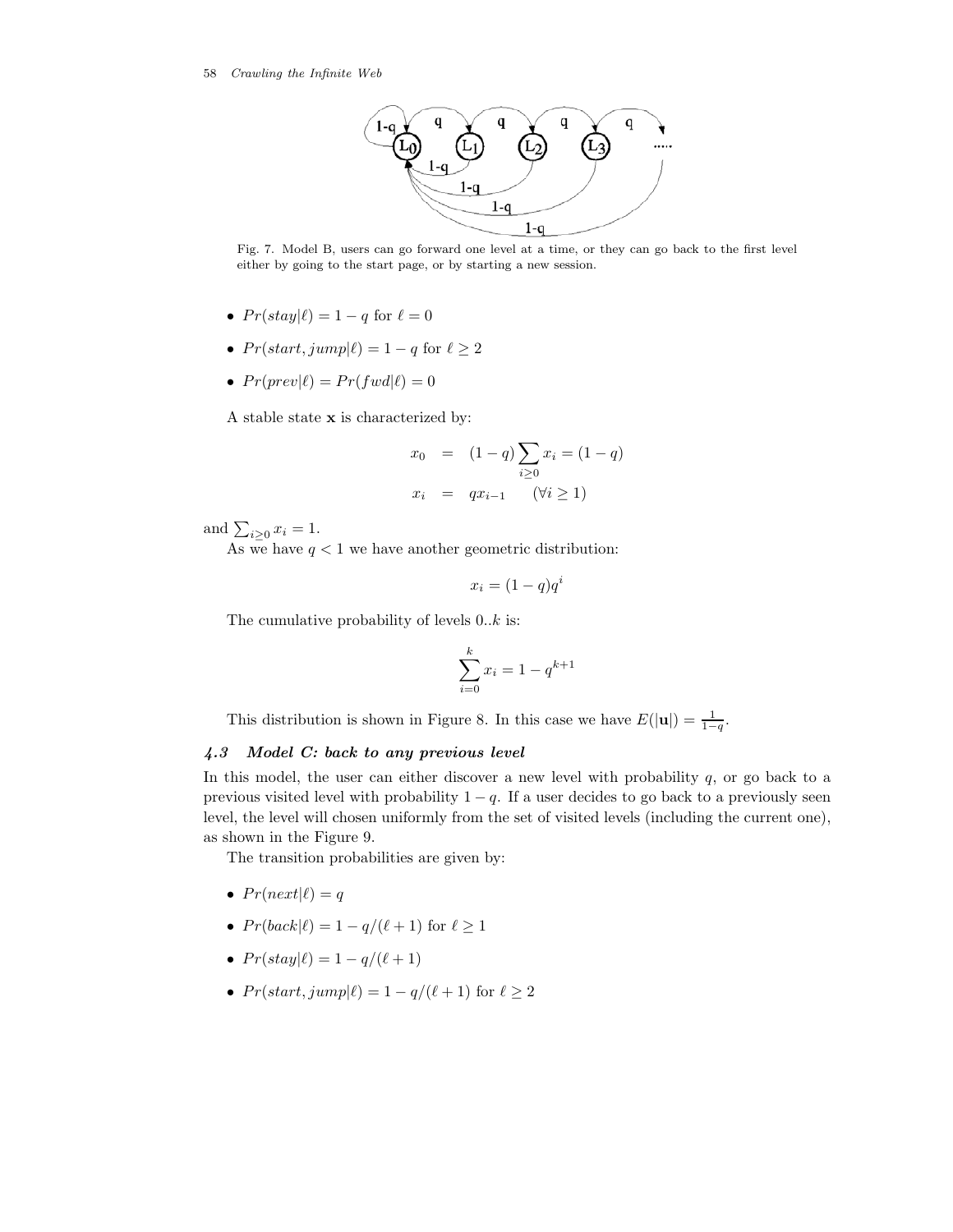Fig. 7. Model B, users can go forward one level at a time, or they can go back to the first level either by going to the start page, or by starting a new session.

- $Pr(stay|\ell) = 1 - q$ for $\ell = 0$
- $Pr(start, jump|\ell) = 1 - q$ for $\ell \geq 2$
- $Pr(prev|\ell) = Pr(fwd|\ell) = 0$

A stable state $\mathbf{x}$ is characterized by:

$$x_0 = (1-q)\sum_{i \geq 0} x_i = (1-q)$$

$$x_i = q x_{i-1} \qquad (\forall i \geq 1)$$

and $\sum_{i \geq 0} x_i = 1$.

As we have $q < 1$ we have another geometric distribution:

$$x_i = (1-q)q^i$$

The cumulative probability of levels $0..k$ is:

$$\sum_{i=0}^{k} x_i = 1 - q^{k+1}$$

This distribution is shown in Figure 8. In this case we have $E(|\mathbf{u}|) = \frac{1}{1-q}$.

### *4.3 Model C: back to any previous level*

In this model, the user can either discover a new level with probability $q$, or go back to a previous visited level with probability $1 - q$. If a user decides to go back to a previously seen level, the level will chosen uniformly from the set of visited levels (including the current one), as shown in the Figure 9.

The transition probabilities are given by:

- $Pr(next|\ell) = q$
- $Pr(back|\ell) = 1 - q/(\ell + 1)$ for $\ell \geq 1$
- $Pr(stay|\ell) = 1 - q/(\ell + 1)$
- $Pr(start, jump|\ell) = 1 - q/(\ell + 1)$ for $\ell \geq 2$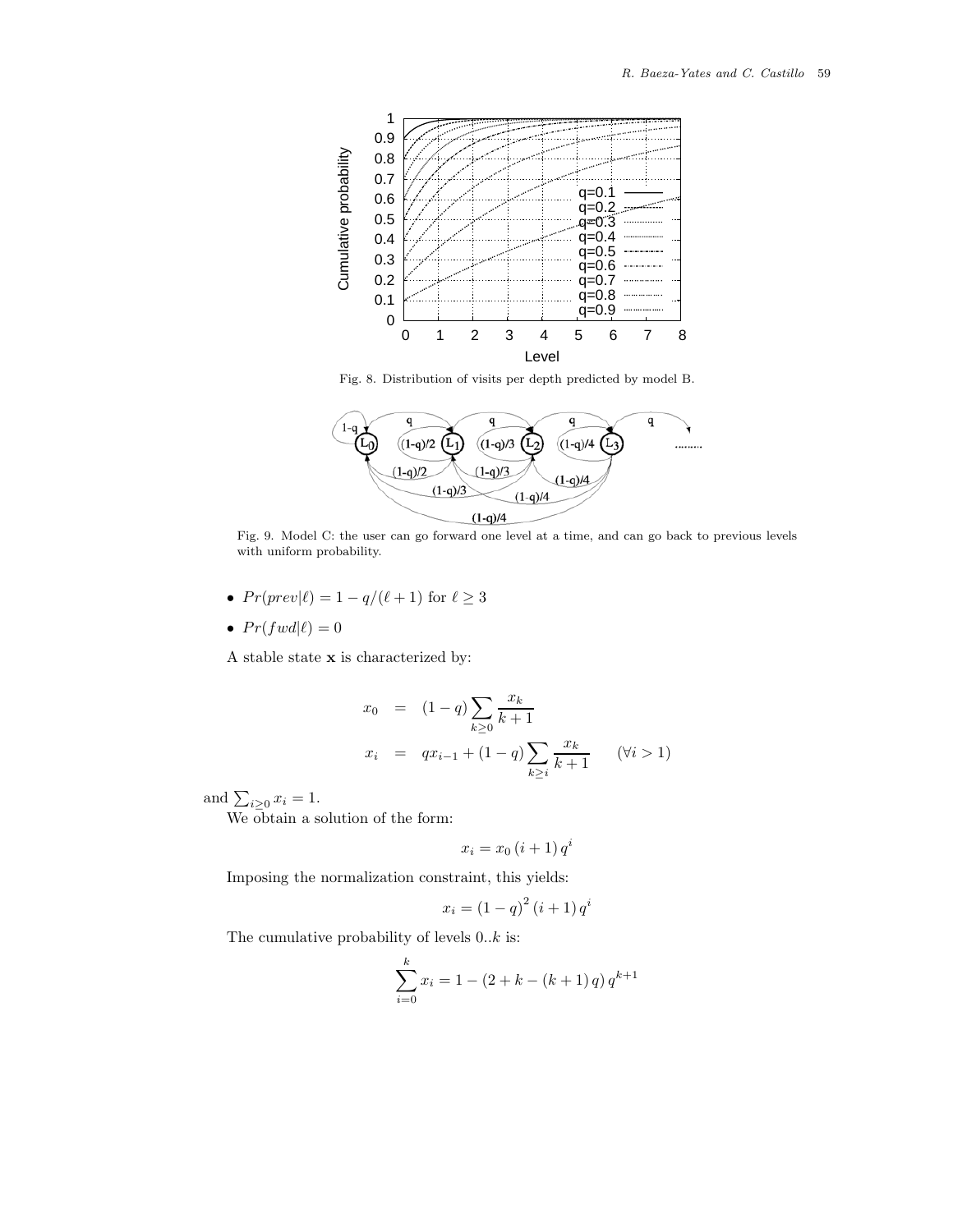Fig. 8. Distribution of visits per depth predicted by model B.

Fig. 9. Model C: the user can go forward one level at a time, and can go back to previous levels with uniform probability.

- $Pr(prev|\ell) = 1 - q/(\ell + 1)$ for $\ell \geq 3$
- $Pr(fwd|\ell) = 0$

A stable state $\mathbf{x}$ is characterized by:

$$x_0 = (1-q) \sum_{k \geq 0} \frac{x_k}{k+1}$$

$$x_i = q x_{i-1} + (1-q) \sum_{k \geq i} \frac{x_k}{k+1} \qquad (\forall i > 1)$$

and $\sum_{i \geq 0} x_i = 1$.

We obtain a solution of the form:

$$x_i = x_0 \, (i+1) \, q^i$$

Imposing the normalization constraint, this yields:

$$x_i = (1-q)^2 \, (i+1) \, q^i$$

The cumulative probability of levels $0..k$ is:

$$\sum_{i=0}^{k} x_i = 1 - (2 + k - (k+1) \, q) \, q^{k+1}$$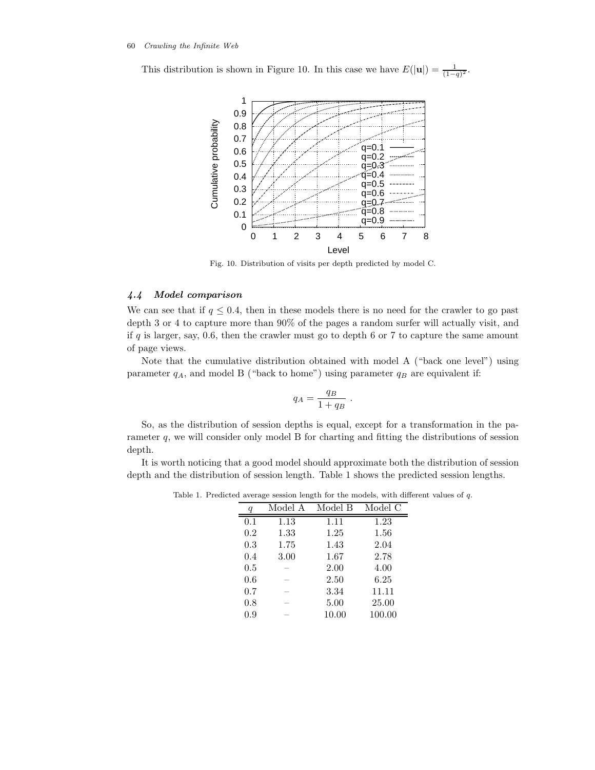This distribution is shown in Figure 10. In this case we have $E(|\mathbf{u}|) = \frac{1}{(1-q)^2}$.

Fig. 10. Distribution of visits per depth predicted by model C.

### 4.4 Model comparison

We can see that if $q \leq 0.4$, then in these models there is no need for the crawler to go past depth 3 or 4 to capture more than 90% of the pages a random surfer will actually visit, and if $q$ is larger, say, 0.6, then the crawler must go to depth 6 or 7 to capture the same amount of page views.

Note that the cumulative distribution obtained with model A ("back one level") using parameter $q_A$, and model B ("back to home") using parameter $q_B$ are equivalent if:

$$q_A = \frac{q_B}{1 + q_B} \ .$$

So, as the distribution of session depths is equal, except for a transformation in the parameter $q$, we will consider only model B for charting and fitting the distributions of session depth.

It is worth noticing that a good model should approximate both the distribution of session depth and the distribution of session length. Table 1 shows the predicted session lengths.

Table 1. Predicted average session length for the models, with different values of $q$.

| $q$ | Model A | Model B | Model C |
|---|---|---|---|
| 0.1 | 1.13 | 1.11 | 1.23 |
| 0.2 | 1.33 | 1.25 | 1.56 |
| 0.3 | 1.75 | 1.43 | 2.04 |
| 0.4 | 3.00 | 1.67 | 2.78 |
| 0.5 | – | 2.00 | 4.00 |
| 0.6 | – | 2.50 | 6.25 |
| 0.7 | – | 3.34 | 11.11 |
| 0.8 | – | 5.00 | 25.00 |
| 0.9 | – | 10.00 | 100.00 |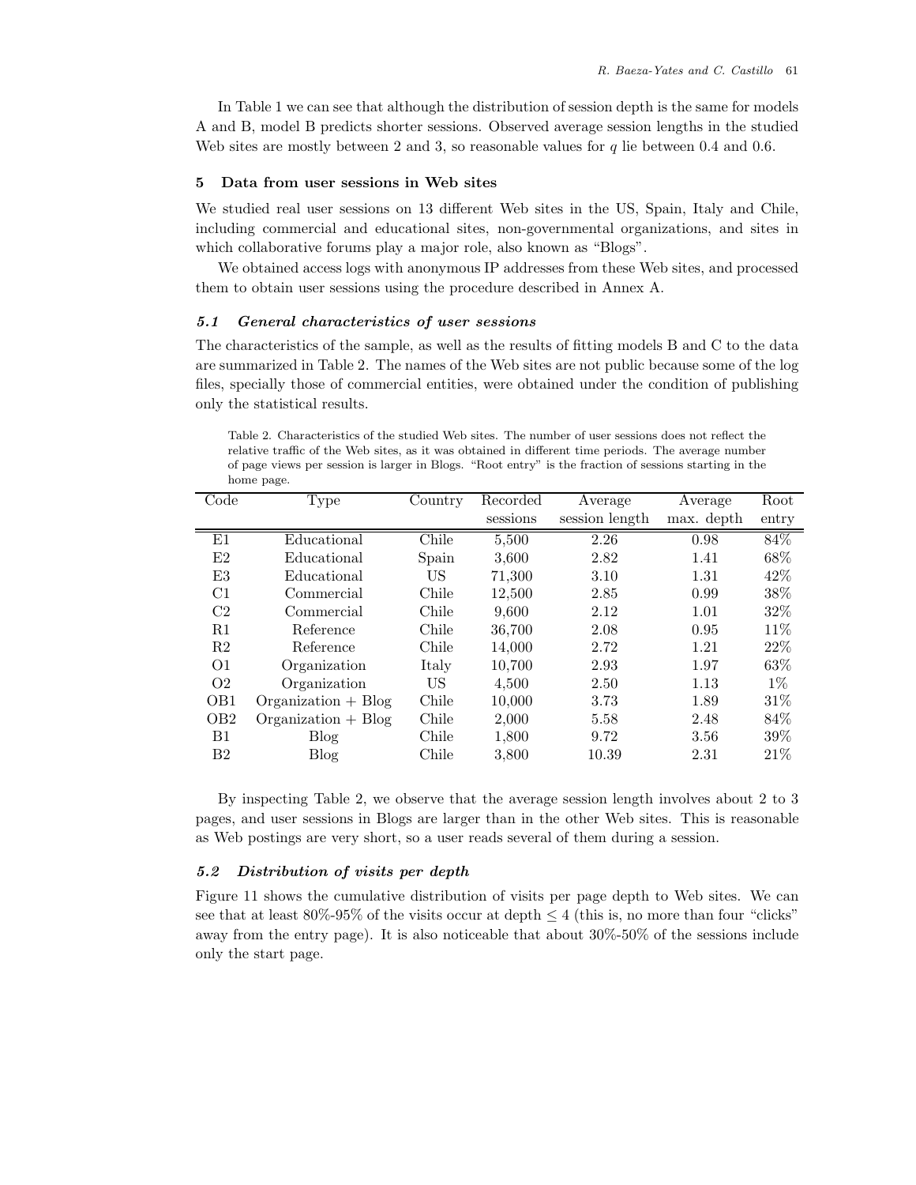In Table 1 we can see that although the distribution of session depth is the same for models A and B, model B predicts shorter sessions. Observed average session lengths in the studied Web sites are mostly between 2 and 3, so reasonable values for $q$ lie between 0.4 and 0.6.

## 5 Data from user sessions in Web sites

We studied real user sessions on 13 different Web sites in the US, Spain, Italy and Chile, including commercial and educational sites, non-governmental organizations, and sites in which collaborative forums play a major role, also known as "Blogs".

We obtained access logs with anonymous IP addresses from these Web sites, and processed them to obtain user sessions using the procedure described in Annex A.

### *5.1 General characteristics of user sessions*

The characteristics of the sample, as well as the results of fitting models B and C to the data are summarized in Table 2. The names of the Web sites are not public because some of the log files, specially those of commercial entities, were obtained under the condition of publishing only the statistical results.

Table 2. Characteristics of the studied Web sites. The number of user sessions does not reflect the relative traffic of the Web sites, as it was obtained in different time periods. The average number of page views per session is larger in Blogs. "Root entry" is the fraction of sessions starting in the home page.

| Code | Type | Country | Recorded sessions | Average session length | Average max. depth | Root entry |
|---|---|---|---|---|---|---|
| E1 | Educational | Chile | 5,500 | 2.26 | 0.98 | 84% |
| E2 | Educational | Spain | 3,600 | 2.82 | 1.41 | 68% |
| E3 | Educational | US | 71,300 | 3.10 | 1.31 | 42% |
| C1 | Commercial | Chile | 12,500 | 2.85 | 0.99 | 38% |
| C2 | Commercial | Chile | 9,600 | 2.12 | 1.01 | 32% |
| R1 | Reference | Chile | 36,700 | 2.08 | 0.95 | 11% |
| R2 | Reference | Chile | 14,000 | 2.72 | 1.21 | 22% |
| O1 | Organization | Italy | 10,700 | 2.93 | 1.97 | 63% |
| O2 | Organization | US | 4,500 | 2.50 | 1.13 | 1% |
| OB1 | Organization + Blog | Chile | 10,000 | 3.73 | 1.89 | 31% |
| OB2 | Organization + Blog | Chile | 2,000 | 5.58 | 2.48 | 84% |
| B1 | Blog | Chile | 1,800 | 9.72 | 3.56 | 39% |
| B2 | Blog | Chile | 3,800 | 10.39 | 2.31 | 21% |

By inspecting Table 2, we observe that the average session length involves about 2 to 3 pages, and user sessions in Blogs are larger than in the other Web sites. This is reasonable as Web postings are very short, so a user reads several of them during a session.

### *5.2 Distribution of visits per depth*

Figure 11 shows the cumulative distribution of visits per page depth to Web sites. We can see that at least 80%-95% of the visits occur at depth $\leq 4$ (this is, no more than four "clicks" away from the entry page). It is also noticeable that about 30%-50% of the sessions include only the start page.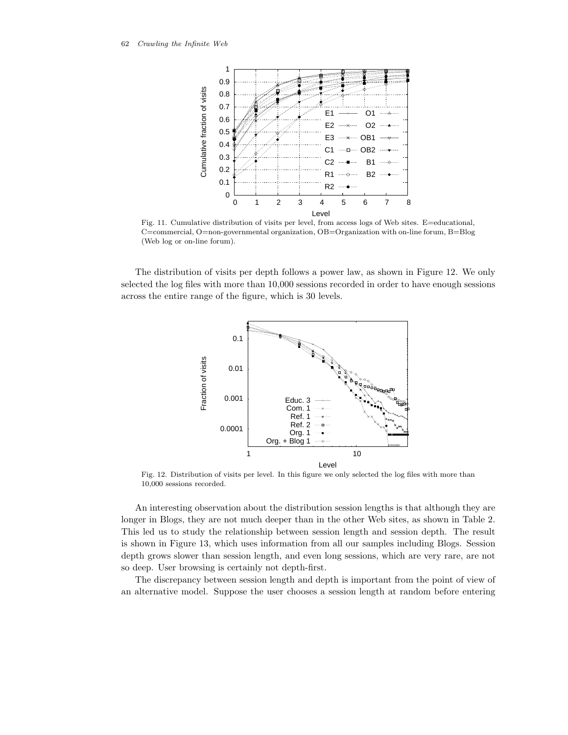Fig. 11. Cumulative distribution of visits per level, from access logs of Web sites. E=educational, C=commercial, O=non-governmental organization, OB=Organization with on-line forum, B=Blog (Web log or on-line forum).

The distribution of visits per depth follows a power law, as shown in Figure 12. We only selected the log files with more than 10,000 sessions recorded in order to have enough sessions across the entire range of the figure, which is 30 levels.

Fig. 12. Distribution of visits per level. In this figure we only selected the log files with more than 10,000 sessions recorded.

An interesting observation about the distribution session lengths is that although they are longer in Blogs, they are not much deeper than in the other Web sites, as shown in Table 2. This led us to study the relationship between session length and session depth. The result is shown in Figure 13, which uses information from all our samples including Blogs. Session depth grows slower than session length, and even long sessions, which are very rare, are not so deep. User browsing is certainly not depth-first.

The discrepancy between session length and depth is important from the point of view of an alternative model. Suppose the user chooses a session length at random before entering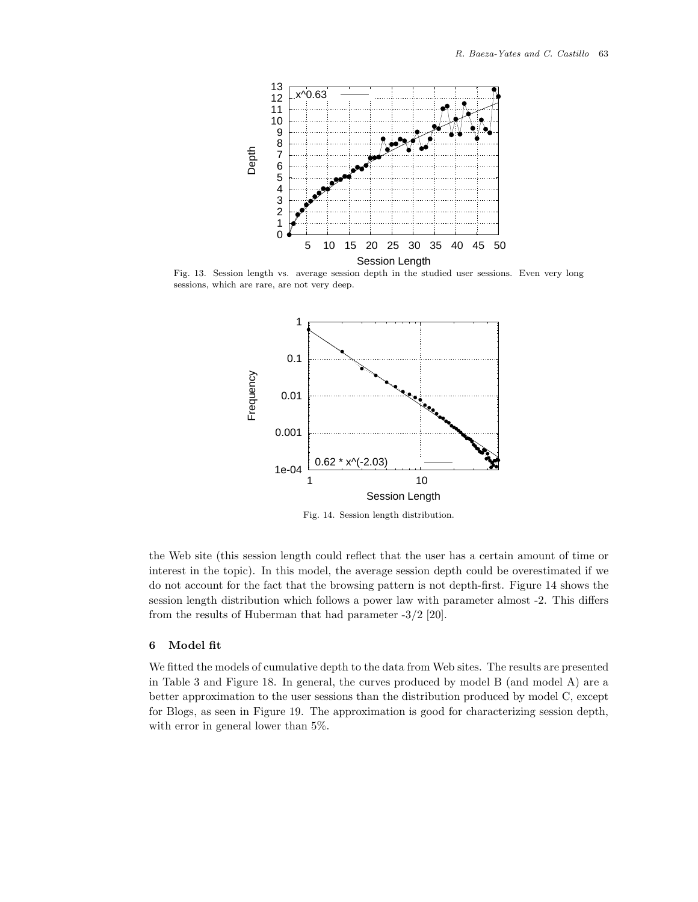Fig. 13. Session length vs. average session depth in the studied user sessions. Even very long sessions, which are rare, are not very deep.

Fig. 14. Session length distribution.

the Web site (this session length could reflect that the user has a certain amount of time or interest in the topic). In this model, the average session depth could be overestimated if we do not account for the fact that the browsing pattern is not depth-first. Figure 14 shows the session length distribution which follows a power law with parameter almost -2. This differs from the results of Huberman that had parameter -3/2 [20].

## 6 Model fit

We fitted the models of cumulative depth to the data from Web sites. The results are presented in Table 3 and Figure 18. In general, the curves produced by model B (and model A) are a better approximation to the user sessions than the distribution produced by model C, except for Blogs, as seen in Figure 19. The approximation is good for characterizing session depth, with error in general lower than 5%.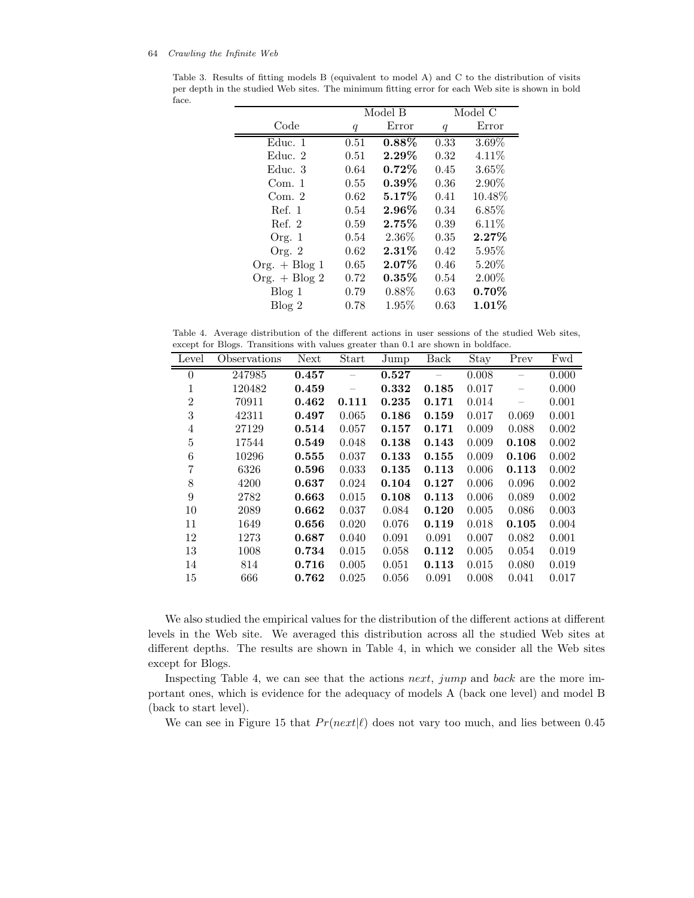Table 3. Results of fitting models B (equivalent to model A) and C to the distribution of visits per depth in the studied Web sites. The minimum fitting error for each Web site is shown in bold face.

| | Model B | | Model C | |
|---|---|---|---|---|
| Code | $q$ | Error | $q$ | Error |
| Educ. 1 | 0.51 | **0.88%** | 0.33 | 3.69% |
| Educ. 2 | 0.51 | **2.29%** | 0.32 | 4.11% |
| Educ. 3 | 0.64 | **0.72%** | 0.45 | 3.65% |
| Com. 1 | 0.55 | **0.39%** | 0.36 | 2.90% |
| Com. 2 | 0.62 | **5.17%** | 0.41 | 10.48% |
| Ref. 1 | 0.54 | **2.96%** | 0.34 | 6.85% |
| Ref. 2 | 0.59 | **2.75%** | 0.39 | 6.11% |
| Org. 1 | 0.54 | 2.36% | 0.35 | **2.27%** |
| Org. 2 | 0.62 | **2.31%** | 0.42 | 5.95% |
| Org. + Blog 1 | 0.65 | **2.07%** | 0.46 | 5.20% |
| Org. + Blog 2 | 0.72 | **0.35%** | 0.54 | 2.00% |
| Blog 1 | 0.79 | 0.88% | 0.63 | **0.70%** |
| Blog 2 | 0.78 | 1.95% | 0.63 | **1.01%** |

Table 4. Average distribution of the different actions in user sessions of the studied Web sites, except for Blogs. Transitions with values greater than 0.1 are shown in boldface.

| Level | Observations | Next | Start | Jump | Back | Stay | Prev | Fwd |
|---|---|---|---|---|---|---|---|---|
| 0 | 247985 | **0.457** | – | **0.527** | – | 0.008 | – | 0.000 |
| 1 | 120482 | **0.459** | – | **0.332** | **0.185** | 0.017 | – | 0.000 |
| 2 | 70911 | **0.462** | **0.111** | **0.235** | **0.171** | 0.014 | – | 0.001 |
| 3 | 42311 | **0.497** | 0.065 | **0.186** | **0.159** | 0.017 | 0.069 | 0.001 |
| 4 | 27129 | **0.514** | 0.057 | **0.157** | **0.171** | 0.009 | 0.088 | 0.002 |
| 5 | 17544 | **0.549** | 0.048 | **0.138** | **0.143** | 0.009 | **0.108** | 0.002 |
| 6 | 10296 | **0.555** | 0.037 | **0.133** | **0.155** | 0.009 | **0.106** | 0.002 |
| 7 | 6326 | **0.596** | 0.033 | **0.135** | **0.113** | 0.006 | **0.113** | 0.002 |
| 8 | 4200 | **0.637** | 0.024 | **0.104** | **0.127** | 0.006 | 0.096 | 0.002 |
| 9 | 2782 | **0.663** | 0.015 | **0.108** | **0.113** | 0.006 | 0.089 | 0.002 |
| 10 | 2089 | **0.662** | 0.037 | 0.084 | **0.120** | 0.005 | 0.086 | 0.003 |
| 11 | 1649 | **0.656** | 0.020 | 0.076 | **0.119** | 0.018 | **0.105** | 0.004 |
| 12 | 1273 | **0.687** | 0.040 | 0.091 | 0.091 | 0.007 | 0.082 | 0.001 |
| 13 | 1008 | **0.734** | 0.015 | 0.058 | **0.112** | 0.005 | 0.054 | 0.019 |
| 14 | 814 | **0.716** | 0.005 | 0.051 | **0.113** | 0.015 | 0.080 | 0.019 |
| 15 | 666 | **0.762** | 0.025 | 0.056 | 0.091 | 0.008 | 0.041 | 0.017 |

We also studied the empirical values for the distribution of the different actions at different levels in the Web site. We averaged this distribution across all the studied Web sites at different depths. The results are shown in Table 4, in which we consider all the Web sites except for Blogs.

Inspecting Table 4, we can see that the actions *next*, *jump* and *back* are the more important ones, which is evidence for the adequacy of models A (back one level) and model B (back to start level).

We can see in Figure 15 that $Pr(next|\ell)$ does not vary too much, and lies between 0.45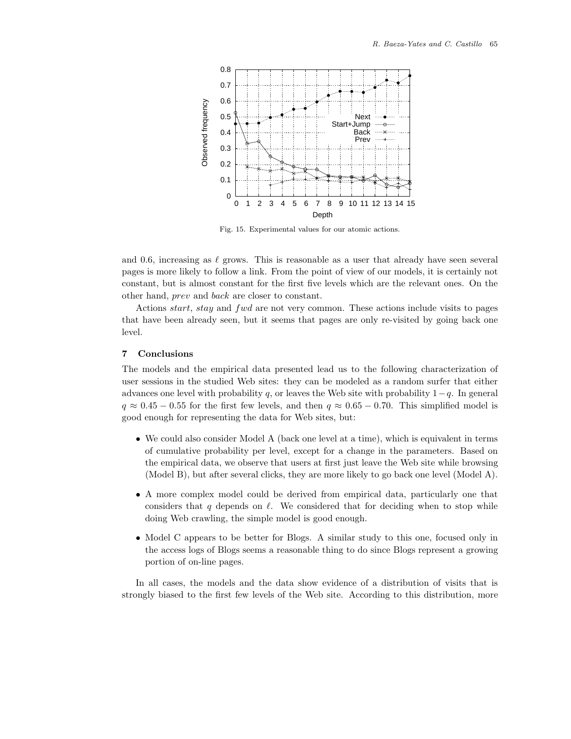Fig. 15. Experimental values for our atomic actions.

and 0.6, increasing as $\ell$ grows. This is reasonable as a user that already have seen several pages is more likely to follow a link. From the point of view of our models, it is certainly not constant, but is almost constant for the first five levels which are the relevant ones. On the other hand, *prev* and *back* are closer to constant.

Actions *start*, *stay* and *fwd* are not very common. These actions include visits to pages that have been already seen, but it seems that pages are only re-visited by going back one level.

## 7 Conclusions

The models and the empirical data presented lead us to the following characterization of user sessions in the studied Web sites: they can be modeled as a random surfer that either advances one level with probability $q$, or leaves the Web site with probability $1-q$. In general $q \approx 0.45 - 0.55$ for the first few levels, and then $q \approx 0.65 - 0.70$. This simplified model is good enough for representing the data for Web sites, but:

- We could also consider Model A (back one level at a time), which is equivalent in terms of cumulative probability per level, except for a change in the parameters. Based on the empirical data, we observe that users at first just leave the Web site while browsing (Model B), but after several clicks, they are more likely to go back one level (Model A).
- A more complex model could be derived from empirical data, particularly one that considers that $q$ depends on $\ell$. We considered that for deciding when to stop while doing Web crawling, the simple model is good enough.
- Model C appears to be better for Blogs. A similar study to this one, focused only in the access logs of Blogs seems a reasonable thing to do since Blogs represent a growing portion of on-line pages.

In all cases, the models and the data show evidence of a distribution of visits that is strongly biased to the first few levels of the Web site. According to this distribution, more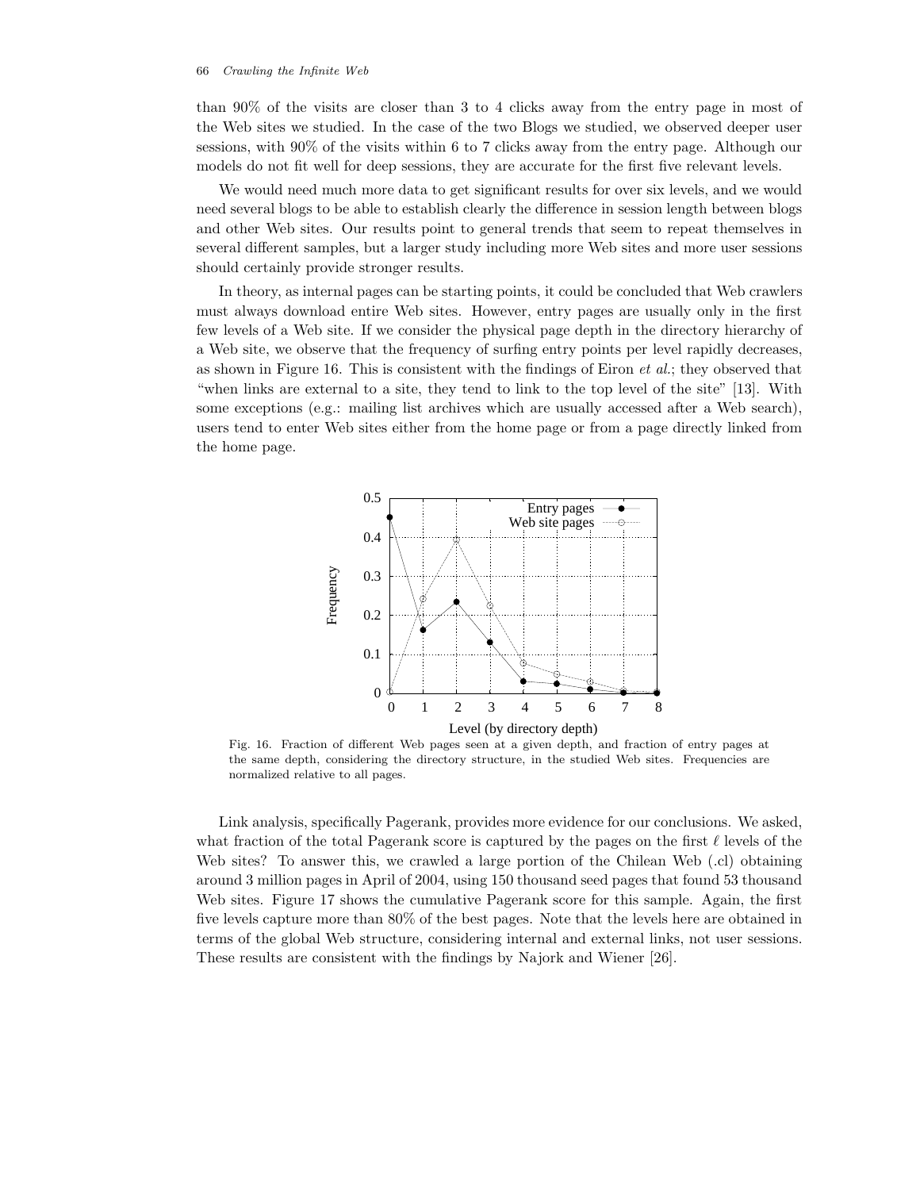than 90% of the visits are closer than 3 to 4 clicks away from the entry page in most of the Web sites we studied. In the case of the two Blogs we studied, we observed deeper user sessions, with 90% of the visits within 6 to 7 clicks away from the entry page. Although our models do not fit well for deep sessions, they are accurate for the first five relevant levels.

We would need much more data to get significant results for over six levels, and we would need several blogs to be able to establish clearly the difference in session length between blogs and other Web sites. Our results point to general trends that seem to repeat themselves in several different samples, but a larger study including more Web sites and more user sessions should certainly provide stronger results.

In theory, as internal pages can be starting points, it could be concluded that Web crawlers must always download entire Web sites. However, entry pages are usually only in the first few levels of a Web site. If we consider the physical page depth in the directory hierarchy of a Web site, we observe that the frequency of surfing entry points per level rapidly decreases, as shown in Figure 16. This is consistent with the findings of Eiron *et al.*; they observed that "when links are external to a site, they tend to link to the top level of the site" [13]. With some exceptions (e.g.: mailing list archives which are usually accessed after a Web search), users tend to enter Web sites either from the home page or from a page directly linked from the home page.

Fig. 16. Fraction of different Web pages seen at a given depth, and fraction of entry pages at the same depth, considering the directory structure, in the studied Web sites. Frequencies are normalized relative to all pages.

Link analysis, specifically Pagerank, provides more evidence for our conclusions. We asked, what fraction of the total Pagerank score is captured by the pages on the first $\ell$ levels of the Web sites? To answer this, we crawled a large portion of the Chilean Web (.cl) obtaining around 3 million pages in April of 2004, using 150 thousand seed pages that found 53 thousand Web sites. Figure 17 shows the cumulative Pagerank score for this sample. Again, the first five levels capture more than 80% of the best pages. Note that the levels here are obtained in terms of the global Web structure, considering internal and external links, not user sessions. These results are consistent with the findings by Najork and Wiener [26].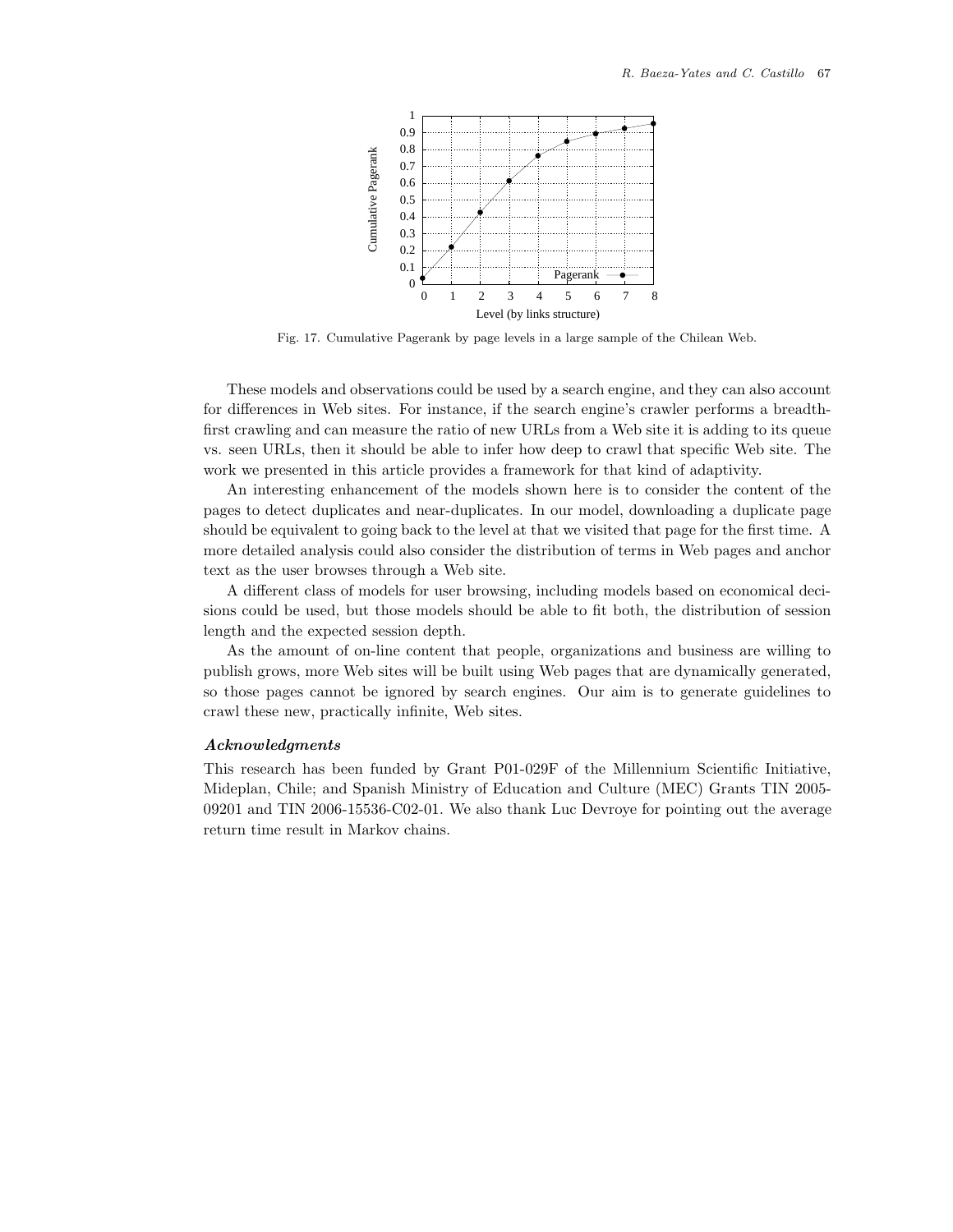Fig. 17. Cumulative Pagerank by page levels in a large sample of the Chilean Web.

These models and observations could be used by a search engine, and they can also account for differences in Web sites. For instance, if the search engine's crawler performs a breadth-first crawling and can measure the ratio of new URLs from a Web site it is adding to its queue vs. seen URLs, then it should be able to infer how deep to crawl that specific Web site. The work we presented in this article provides a framework for that kind of adaptivity.

An interesting enhancement of the models shown here is to consider the content of the pages to detect duplicates and near-duplicates. In our model, downloading a duplicate page should be equivalent to going back to the level at that we visited that page for the first time. A more detailed analysis could also consider the distribution of terms in Web pages and anchor text as the user browses through a Web site.

A different class of models for user browsing, including models based on economical decisions could be used, but those models should be able to fit both, the distribution of session length and the expected session depth.

As the amount of on-line content that people, organizations and business are willing to publish grows, more Web sites will be built using Web pages that are dynamically generated, so those pages cannot be ignored by search engines. Our aim is to generate guidelines to crawl these new, practically infinite, Web sites.

### *Acknowledgments*

This research has been funded by Grant P01-029F of the Millennium Scientific Initiative, Mideplan, Chile; and Spanish Ministry of Education and Culture (MEC) Grants TIN 2005-09201 and TIN 2006-15536-C02-01. We also thank Luc Devroye for pointing out the average return time result in Markov chains.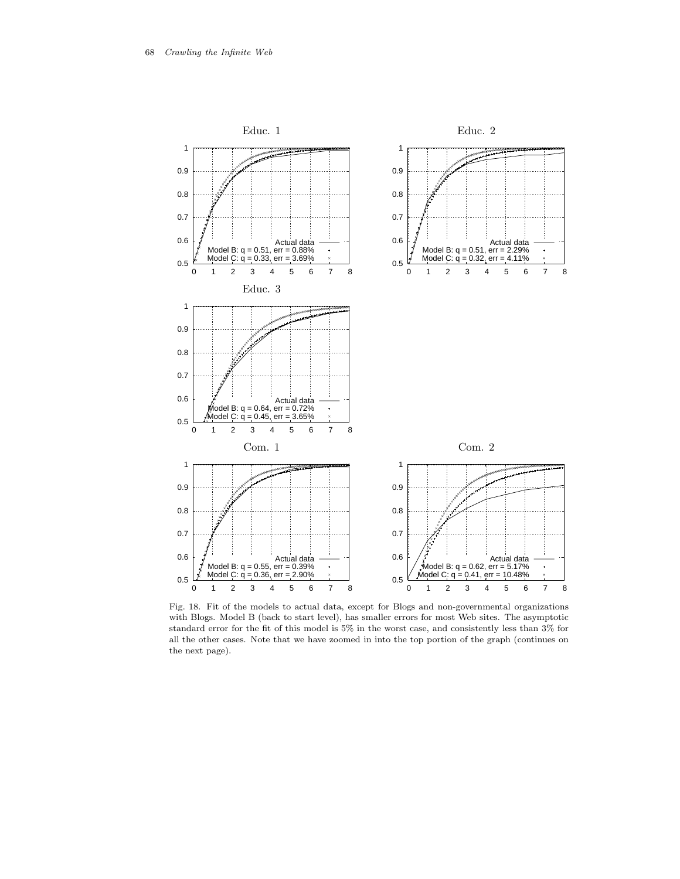Fig. 18. Fit of the models to actual data, except for Blogs and non-governmental organizations with Blogs. Model B (back to start level), has smaller errors for most Web sites. The asymptotic standard error for the fit of this model is 5% in the worst case, and consistently less than 3% for all the other cases. Note that we have zoomed in into the top portion of the graph (continues on the next page).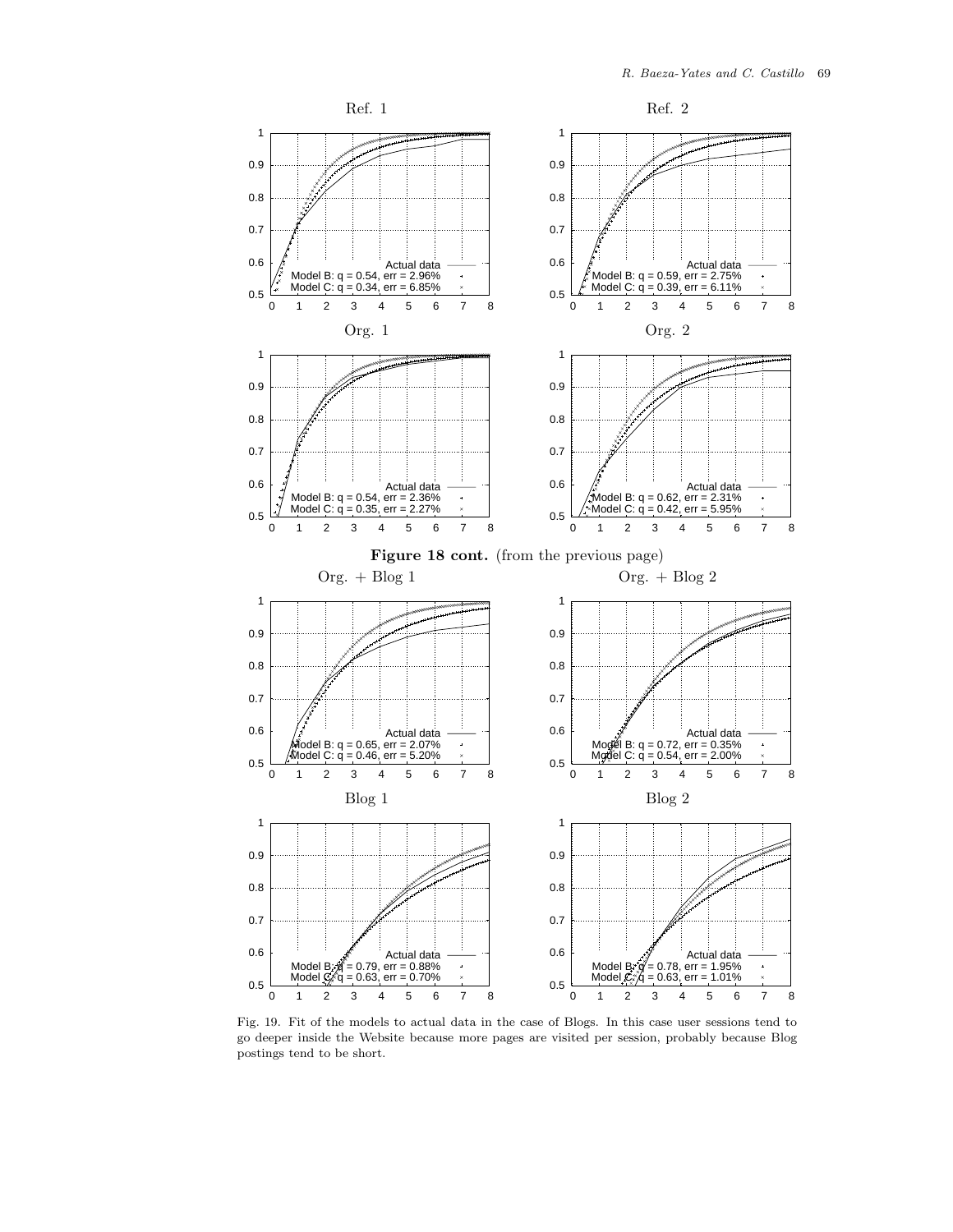**Figure 18 cont.** (from the previous page)

Fig. 19. Fit of the models to actual data in the case of Blogs. In this case user sessions tend to go deeper inside the Website because more pages are visited per session, probably because Blog postings tend to be short.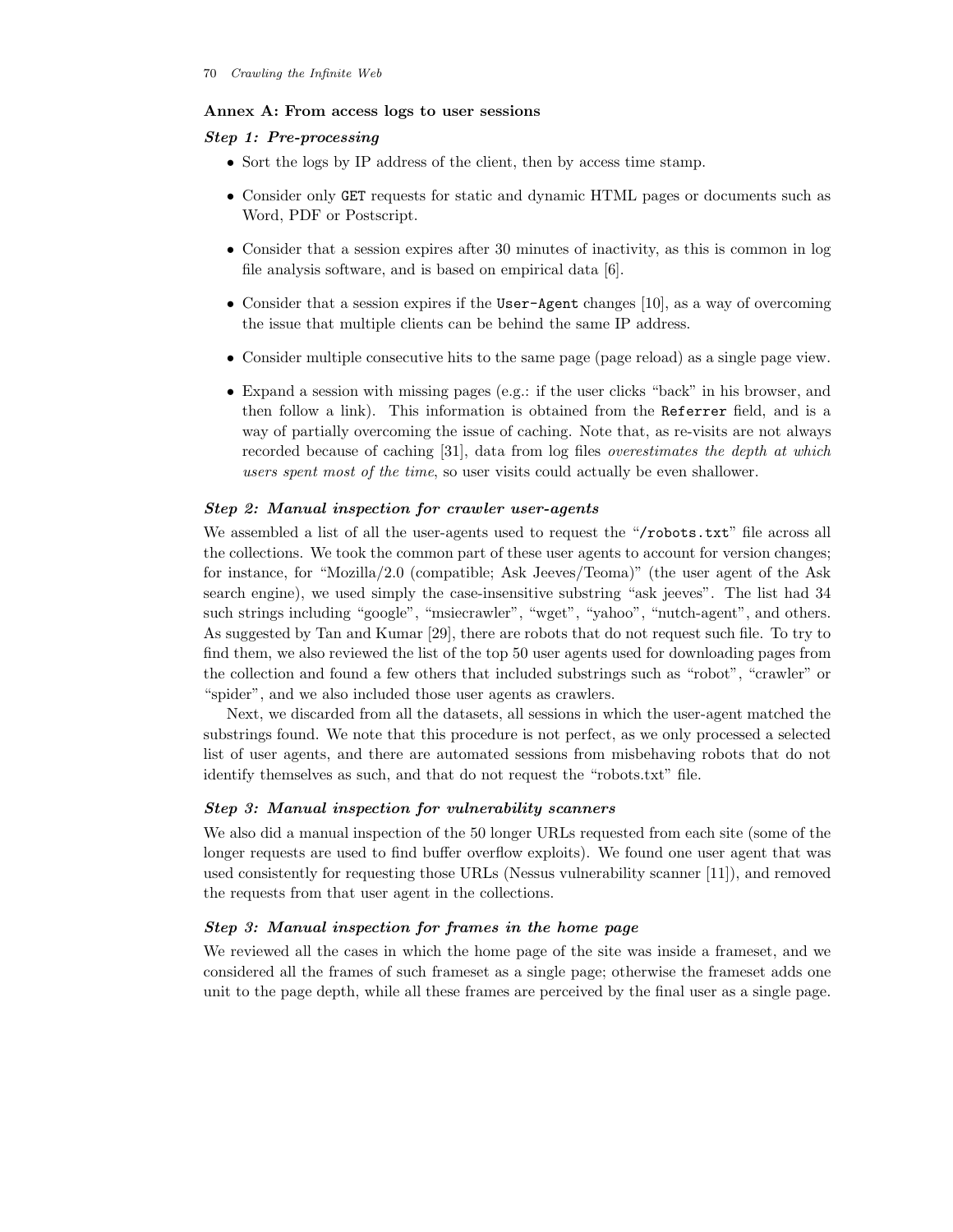## Annex A: From access logs to user sessions

### *Step 1: Pre-processing*

- Sort the logs by IP address of the client, then by access time stamp.
- Consider only `GET` requests for static and dynamic HTML pages or documents such as Word, PDF or Postscript.
- Consider that a session expires after 30 minutes of inactivity, as this is common in log file analysis software, and is based on empirical data [6].
- Consider that a session expires if the `User-Agent` changes [10], as a way of overcoming the issue that multiple clients can be behind the same IP address.
- Consider multiple consecutive hits to the same page (page reload) as a single page view.
- Expand a session with missing pages (e.g.: if the user clicks "back" in his browser, and then follow a link). This information is obtained from the `Referrer` field, and is a way of partially overcoming the issue of caching. Note that, as re-visits are not always recorded because of caching [31], data from log files *overestimates the depth at which users spent most of the time*, so user visits could actually be even shallower.

### *Step 2: Manual inspection for crawler user-agents*

We assembled a list of all the user-agents used to request the "`/robots.txt`" file across all the collections. We took the common part of these user agents to account for version changes; for instance, for "Mozilla/2.0 (compatible; Ask Jeeves/Teoma)" (the user agent of the Ask search engine), we used simply the case-insensitive substring "ask jeeves". The list had 34 such strings including "google", "msiecrawler", "wget", "yahoo", "nutch-agent", and others. As suggested by Tan and Kumar [29], there are robots that do not request such file. To try to find them, we also reviewed the list of the top 50 user agents used for downloading pages from the collection and found a few others that included substrings such as "robot", "crawler" or "spider", and we also included those user agents as crawlers.

Next, we discarded from all the datasets, all sessions in which the user-agent matched the substrings found. We note that this procedure is not perfect, as we only processed a selected list of user agents, and there are automated sessions from misbehaving robots that do not identify themselves as such, and that do not request the "robots.txt" file.

### *Step 3: Manual inspection for vulnerability scanners*

We also did a manual inspection of the 50 longer URLs requested from each site (some of the longer requests are used to find buffer overflow exploits). We found one user agent that was used consistently for requesting those URLs (Nessus vulnerability scanner [11]), and removed the requests from that user agent in the collections.

### *Step 3: Manual inspection for frames in the home page*

We reviewed all the cases in which the home page of the site was inside a frameset, and we considered all the frames of such frameset as a single page; otherwise the frameset adds one unit to the page depth, while all these frames are perceived by the final user as a single page.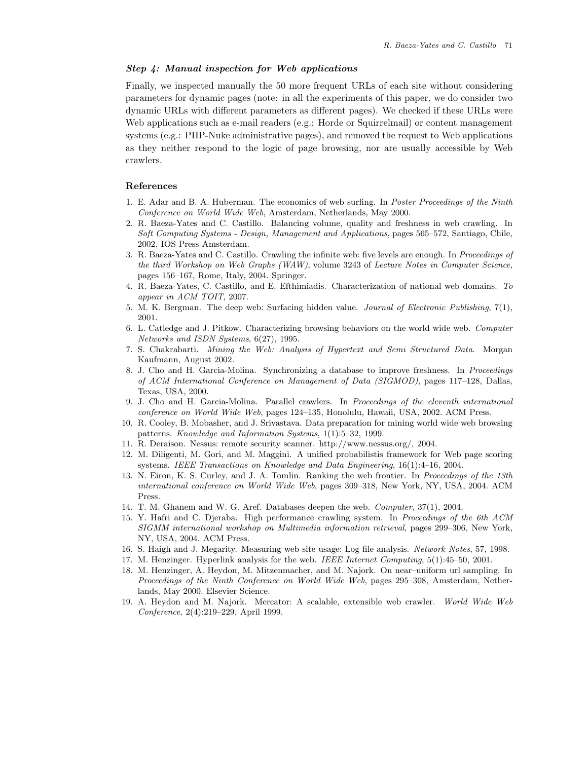### *Step 4: Manual inspection for Web applications*

Finally, we inspected manually the 50 more frequent URLs of each site without considering parameters for dynamic pages (note: in all the experiments of this paper, we do consider two dynamic URLs with different parameters as different pages). We checked if these URLs were Web applications such as e-mail readers (e.g.: Horde or Squirrelmail) or content management systems (e.g.: PHP-Nuke administrative pages), and removed the request to Web applications as they neither respond to the logic of page browsing, nor are usually accessible by Web crawlers.

## References

1. E. Adar and B. A. Huberman. The economics of web surfing. In *Poster Proceedings of the Ninth Conference on World Wide Web*, Amsterdam, Netherlands, May 2000.
2. R. Baeza-Yates and C. Castillo. Balancing volume, quality and freshness in web crawling. In *Soft Computing Systems - Design, Management and Applications*, pages 565–572, Santiago, Chile, 2002. IOS Press Amsterdam.
3. R. Baeza-Yates and C. Castillo. Crawling the infinite web: five levels are enough. In *Proceedings of the third Workshop on Web Graphs (WAW)*, volume 3243 of *Lecture Notes in Computer Science*, pages 156–167, Rome, Italy, 2004. Springer.
4. R. Baeza-Yates, C. Castillo, and E. Efthimiadis. Characterization of national web domains. *To appear in ACM TOIT*, 2007.
5. M. K. Bergman. The deep web: Surfacing hidden value. *Journal of Electronic Publishing*, 7(1), 2001.
6. L. Catledge and J. Pitkow. Characterizing browsing behaviors on the world wide web. *Computer Networks and ISDN Systems*, 6(27), 1995.
7. S. Chakrabarti. *Mining the Web: Analysis of Hypertext and Semi Structured Data*. Morgan Kaufmann, August 2002.
8. J. Cho and H. Garcia-Molina. Synchronizing a database to improve freshness. In *Proceedings of ACM International Conference on Management of Data (SIGMOD)*, pages 117–128, Dallas, Texas, USA, 2000.
9. J. Cho and H. Garcia-Molina. Parallel crawlers. In *Proceedings of the eleventh international conference on World Wide Web*, pages 124–135, Honolulu, Hawaii, USA, 2002. ACM Press.
10. R. Cooley, B. Mobasher, and J. Srivastava. Data preparation for mining world wide web browsing patterns. *Knowledge and Information Systems*, 1(1):5–32, 1999.
11. R. Deraison. Nessus: remote security scanner. http://www.nessus.org/, 2004.
12. M. Diligenti, M. Gori, and M. Maggini. A unified probabilistis framework for Web page scoring systems. *IEEE Transactions on Knowledge and Data Engineering*, 16(1):4–16, 2004.
13. N. Eiron, K. S. Curley, and J. A. Tomlin. Ranking the web frontier. In *Proceedings of the 13th international conference on World Wide Web*, pages 309–318, New York, NY, USA, 2004. ACM Press.
14. T. M. Ghanem and W. G. Aref. Databases deepen the web. *Computer*, 37(1), 2004.
15. Y. Hafri and C. Djeraba. High performance crawling system. In *Proceedings of the 6th ACM SIGMM international workshop on Multimedia information retrieval*, pages 299–306, New York, NY, USA, 2004. ACM Press.
16. S. Haigh and J. Megarity. Measuring web site usage: Log file analysis. *Network Notes*, 57, 1998.
17. M. Henzinger. Hyperlink analysis for the web. *IEEE Internet Computing*, 5(1):45–50, 2001.
18. M. Henzinger, A. Heydon, M. Mitzenmacher, and M. Najork. On near–uniform url sampling. In *Proceedings of the Ninth Conference on World Wide Web*, pages 295–308, Amsterdam, Netherlands, May 2000. Elsevier Science.
19. A. Heydon and M. Najork. Mercator: A scalable, extensible web crawler. *World Wide Web Conference*, 2(4):219–229, April 1999.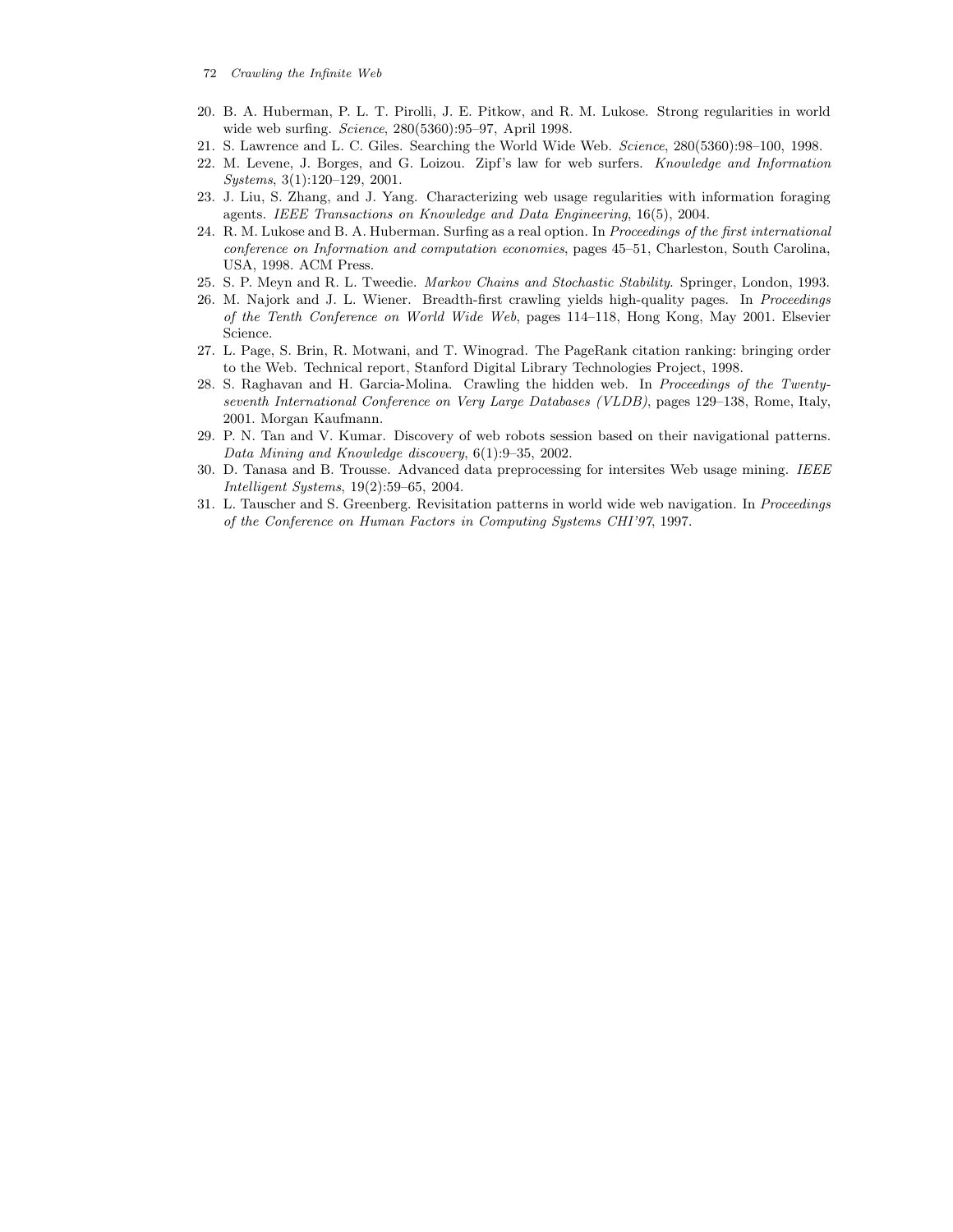20. B. A. Huberman, P. L. T. Pirolli, J. E. Pitkow, and R. M. Lukose. Strong regularities in world wide web surfing. *Science*, 280(5360):95–97, April 1998.
21. S. Lawrence and L. C. Giles. Searching the World Wide Web. *Science*, 280(5360):98–100, 1998.
22. M. Levene, J. Borges, and G. Loizou. Zipf's law for web surfers. *Knowledge and Information Systems*, 3(1):120–129, 2001.
23. J. Liu, S. Zhang, and J. Yang. Characterizing web usage regularities with information foraging agents. *IEEE Transactions on Knowledge and Data Engineering*, 16(5), 2004.
24. R. M. Lukose and B. A. Huberman. Surfing as a real option. In *Proceedings of the first international conference on Information and computation economies*, pages 45–51, Charleston, South Carolina, USA, 1998. ACM Press.
25. S. P. Meyn and R. L. Tweedie. *Markov Chains and Stochastic Stability*. Springer, London, 1993.
26. M. Najork and J. L. Wiener. Breadth-first crawling yields high-quality pages. In *Proceedings of the Tenth Conference on World Wide Web*, pages 114–118, Hong Kong, May 2001. Elsevier Science.
27. L. Page, S. Brin, R. Motwani, and T. Winograd. The PageRank citation ranking: bringing order to the Web. Technical report, Stanford Digital Library Technologies Project, 1998.
28. S. Raghavan and H. Garcia-Molina. Crawling the hidden web. In *Proceedings of the Twenty-seventh International Conference on Very Large Databases (VLDB)*, pages 129–138, Rome, Italy, 2001. Morgan Kaufmann.
29. P. N. Tan and V. Kumar. Discovery of web robots session based on their navigational patterns. *Data Mining and Knowledge discovery*, 6(1):9–35, 2002.
30. D. Tanasa and B. Trousse. Advanced data preprocessing for intersites Web usage mining. *IEEE Intelligent Systems*, 19(2):59–65, 2004.
31. L. Tauscher and S. Greenberg. Revisitation patterns in world wide web navigation. In *Proceedings of the Conference on Human Factors in Computing Systems CHI'97*, 1997.